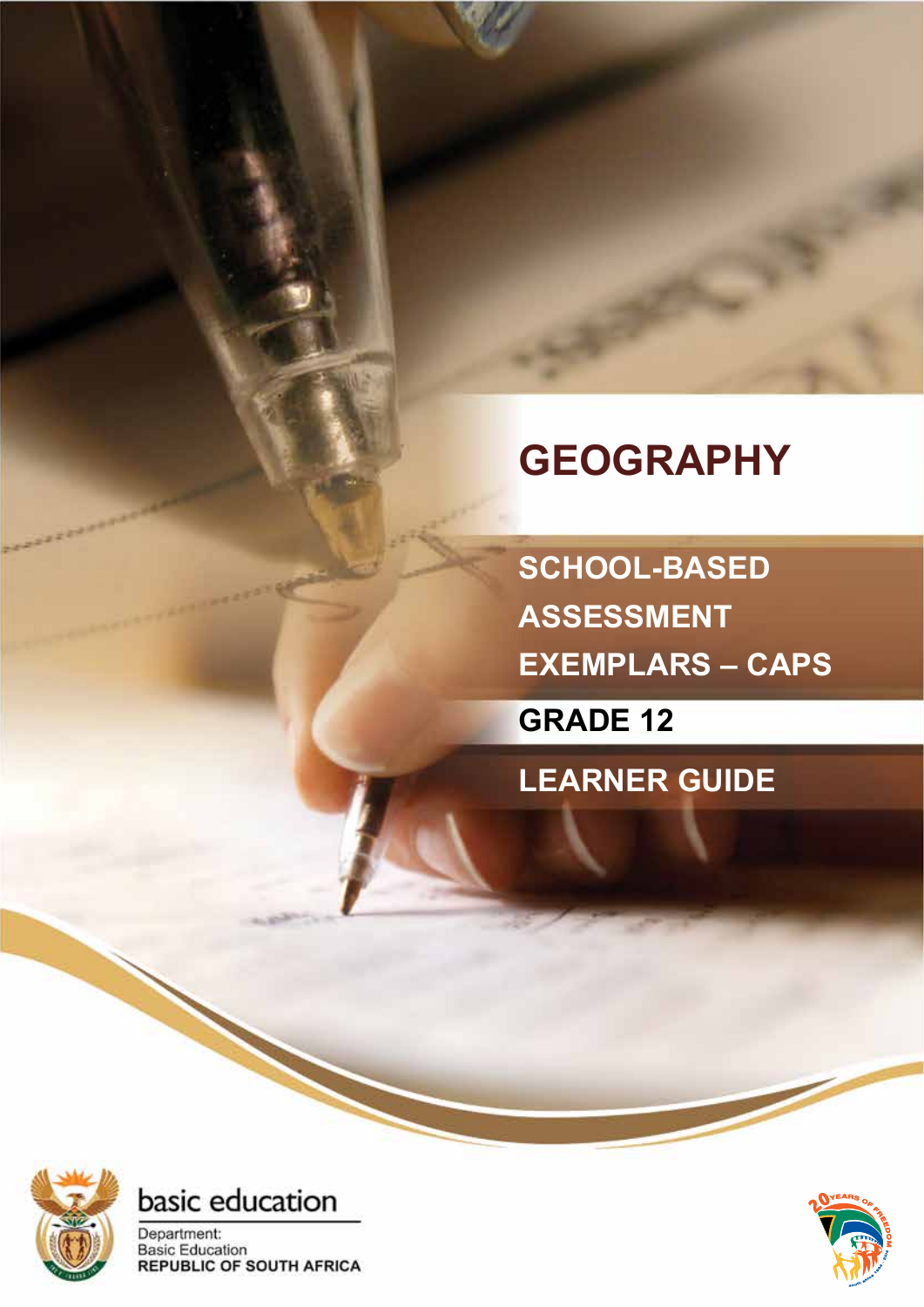# GEOGRAPHY

## SCHOOL-BASED ASSESSMENT EXEMPLARS – CAPS

## GRADE 12

## LEARNER GUIDE

basic education

Department:
Basic Education
REPUBLIC OF SOUTH AFRICA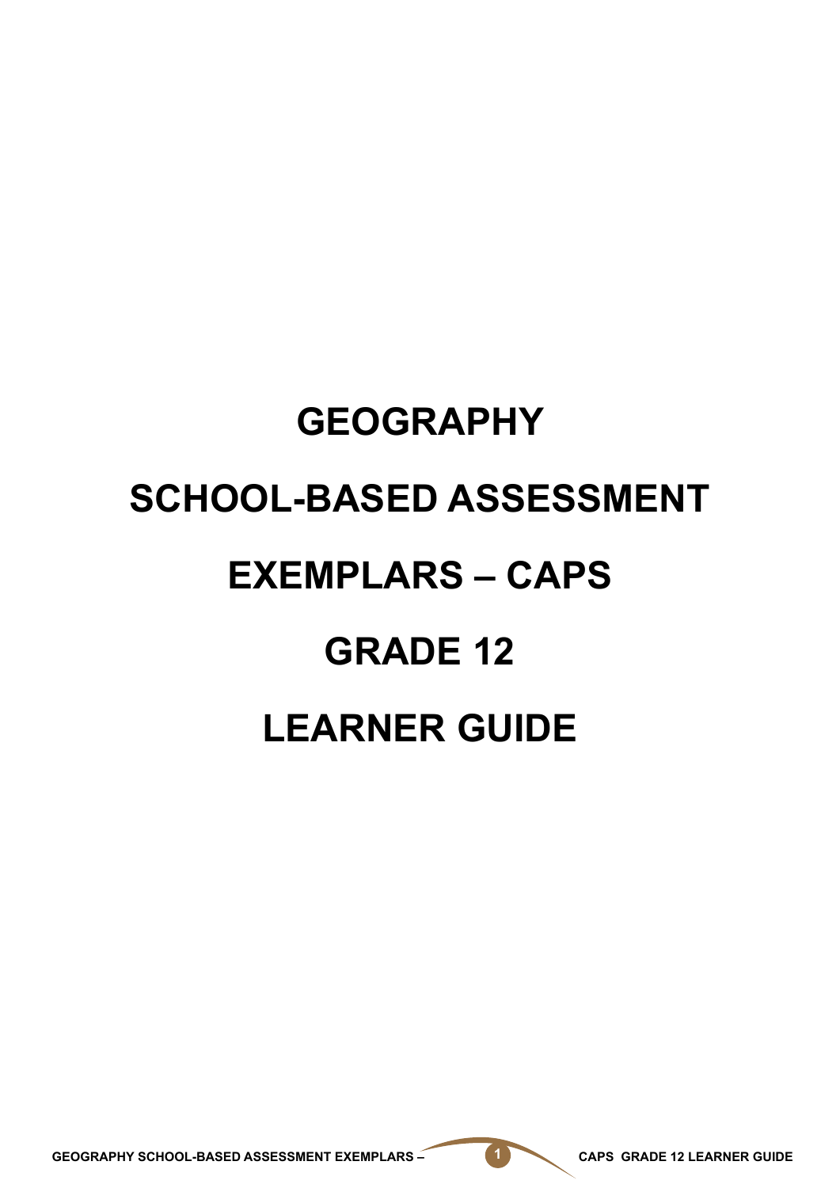# GEOGRAPHY

# SCHOOL-BASED ASSESSMENT

# EXEMPLARS – CAPS

# GRADE 12

# LEARNER GUIDE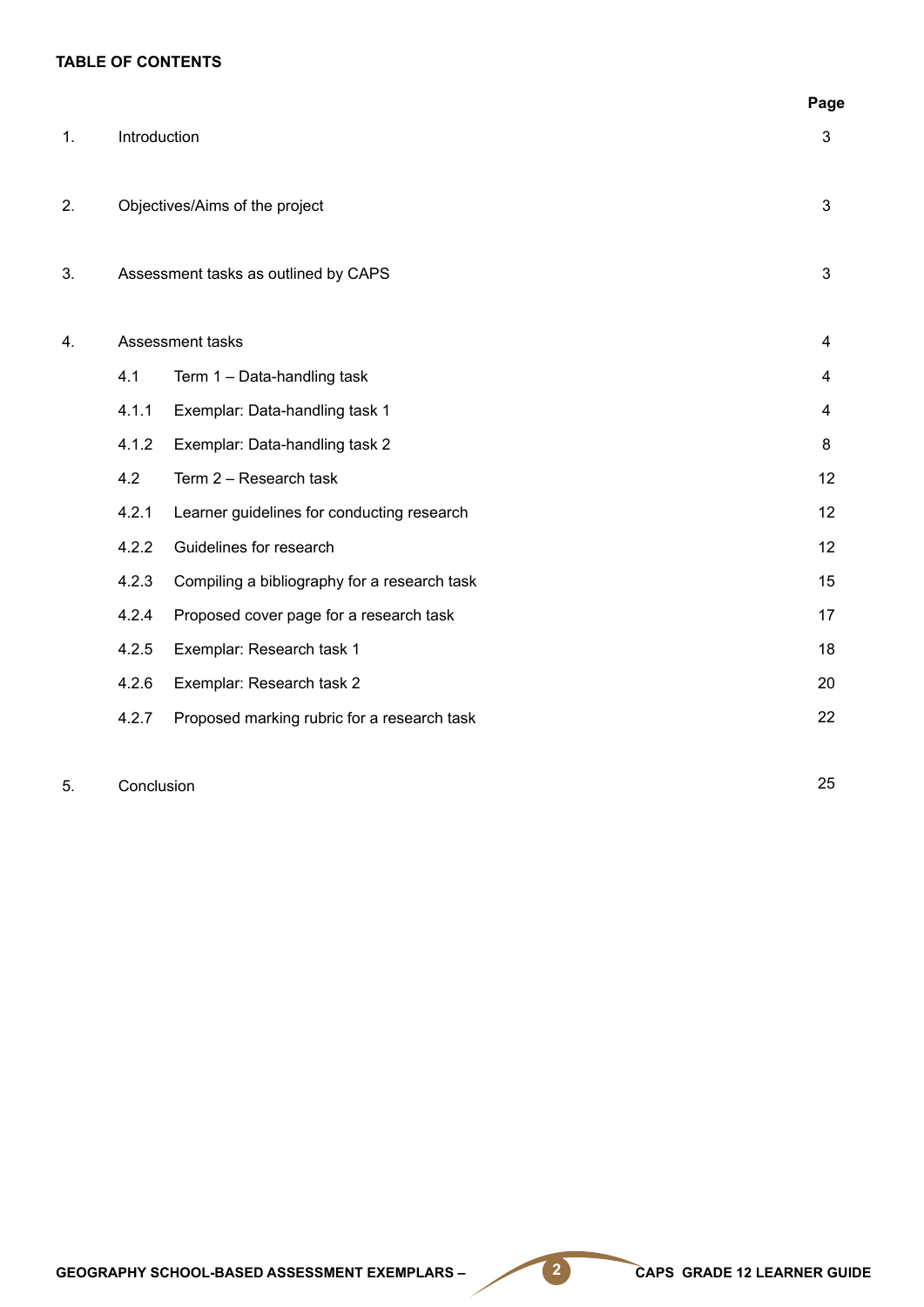**TABLE OF CONTENTS**

| | | | Page |
|---|---|---|---|
| 1. | Introduction | | 3 |
| 2. | Objectives/Aims of the project | | 3 |
| 3. | Assessment tasks as outlined by CAPS | | 3 |
| 4. | Assessment tasks | | 4 |
| | 4.1 | Term 1 – Data-handling task | 4 |
| | 4.1.1 | Exemplar: Data-handling task 1 | 4 |
| | 4.1.2 | Exemplar: Data-handling task 2 | 8 |
| | 4.2 | Term 2 – Research task | 12 |
| | 4.2.1 | Learner guidelines for conducting research | 12 |
| | 4.2.2 | Guidelines for research | 12 |
| | 4.2.3 | Compiling a bibliography for a research task | 15 |
| | 4.2.4 | Proposed cover page for a research task | 17 |
| | 4.2.5 | Exemplar: Research task 1 | 18 |
| | 4.2.6 | Exemplar: Research task 2 | 20 |
| | 4.2.7 | Proposed marking rubric for a research task | 22 |
| 5. | Conclusion | | 25 |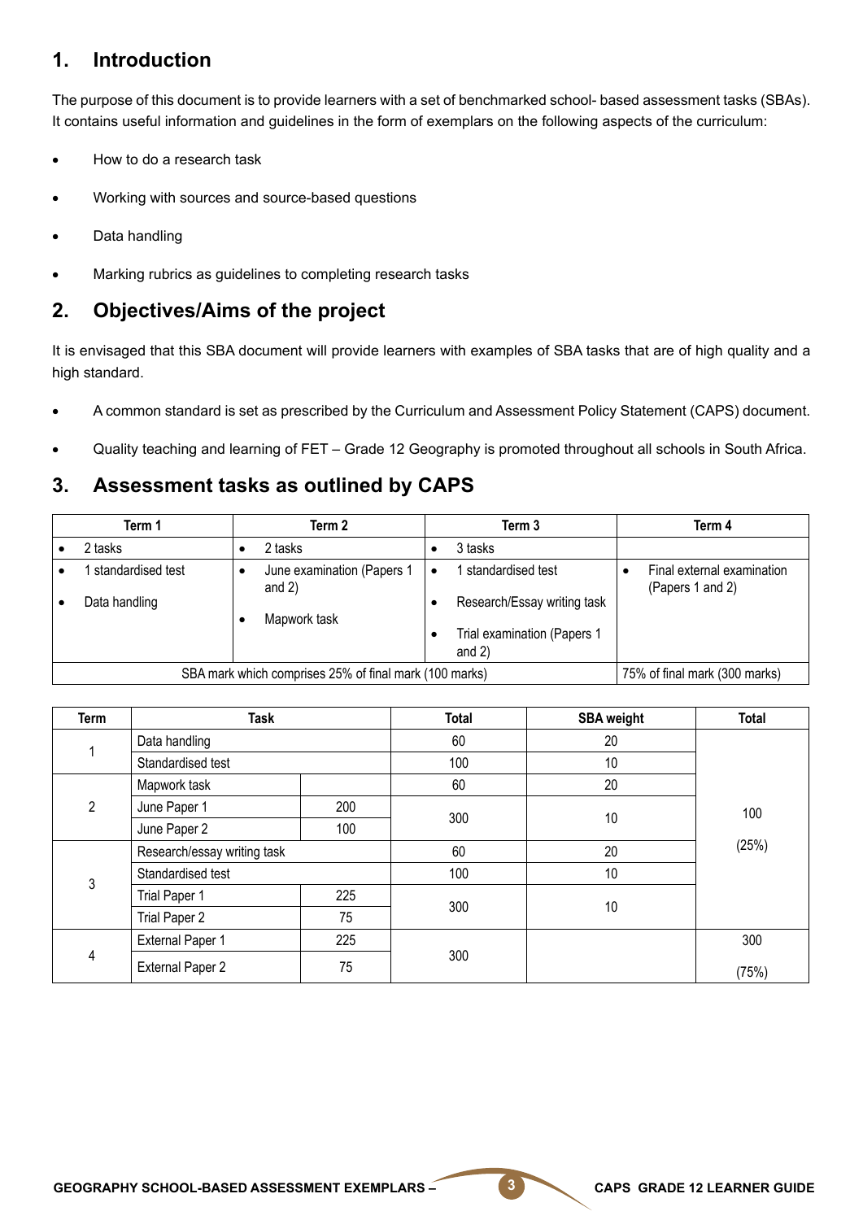## 1. Introduction

The purpose of this document is to provide learners with a set of benchmarked school- based assessment tasks (SBAs). It contains useful information and guidelines in the form of exemplars on the following aspects of the curriculum:

- How to do a research task
- Working with sources and source-based questions
- Data handling
- Marking rubrics as guidelines to completing research tasks

## 2. Objectives/Aims of the project

It is envisaged that this SBA document will provide learners with examples of SBA tasks that are of high quality and a high standard.

- A common standard is set as prescribed by the Curriculum and Assessment Policy Statement (CAPS) document.
- Quality teaching and learning of FET – Grade 12 Geography is promoted throughout all schools in South Africa.

## 3. Assessment tasks as outlined by CAPS

| Term 1 | Term 2 | Term 3 | Term 4 |
|---|---|---|---|
| • 2 tasks | • 2 tasks | • 3 tasks | |
| • 1 standardised test<br>• Data handling | • June examination (Papers 1 and 2)<br>• Mapwork task | • 1 standardised test<br>• Research/Essay writing task<br>• Trial examination (Papers 1 and 2) | • Final external examination (Papers 1 and 2) |
| SBA mark which comprises 25% of final mark (100 marks) | | | 75% of final mark (300 marks) |

| Term | Task | | Total | SBA weight | Total |
|---|---|---|---|---|---|
| 1 | Data handling | | 60 | 20 | 100<br>(25%) |
| | Standardised test | | 100 | 10 | |
| 2 | Mapwork task | | 60 | 20 | |
| | June Paper 1 | 200 | 300 | 10 | |
| | June Paper 2 | 100 | | | |
| 3 | Research/essay writing task | | 60 | 20 | |
| | Standardised test | | 100 | 10 | |
| | Trial Paper 1 | 225 | 300 | 10 | |
| | Trial Paper 2 | 75 | | | |
| 4 | External Paper 1 | 225 | 300 | | 300<br>(75%) |
| | External Paper 2 | 75 | | | |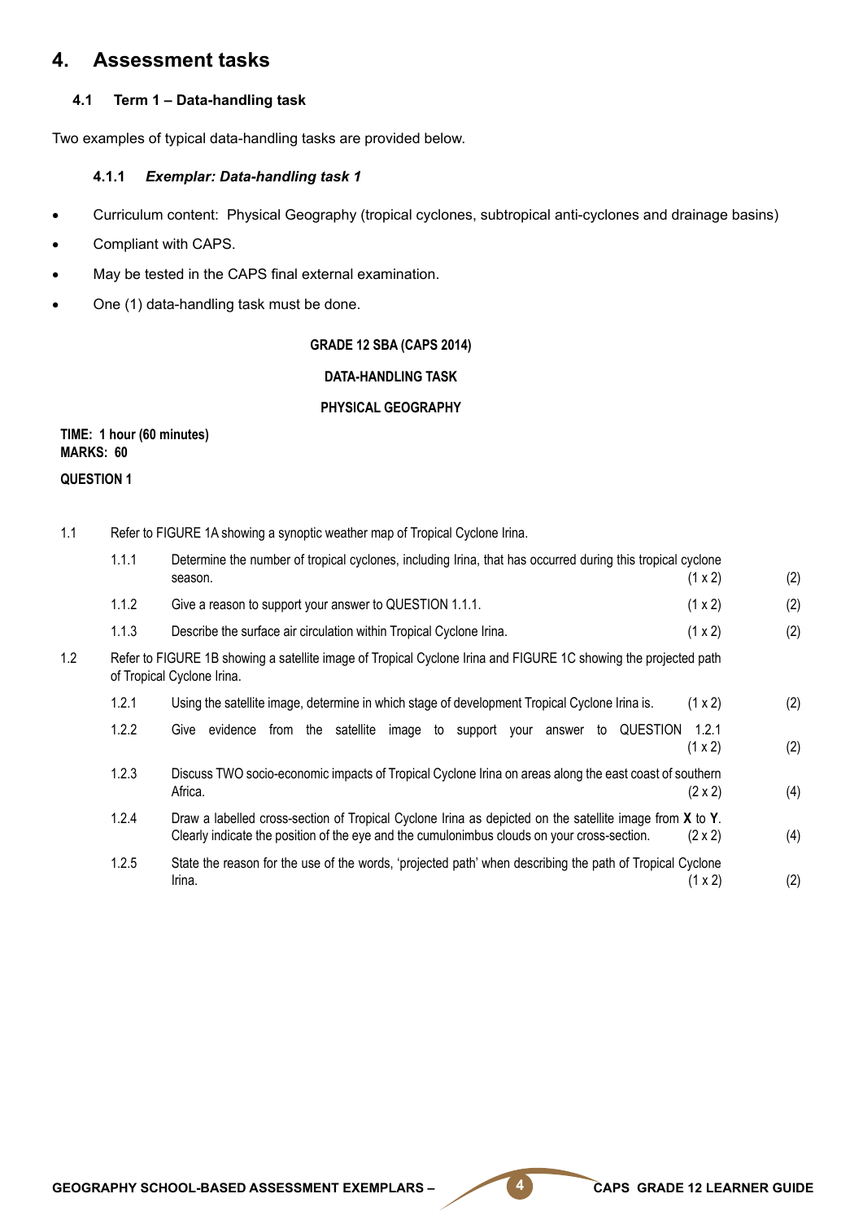## 4. Assessment tasks

### 4.1 Term 1 – Data-handling task

Two examples of typical data-handling tasks are provided below.

#### 4.1.1 *Exemplar: Data-handling task 1*

- Curriculum content: Physical Geography (tropical cyclones, subtropical anti-cyclones and drainage basins)
- Compliant with CAPS.
- May be tested in the CAPS final external examination.
- One (1) data-handling task must be done.

**GRADE 12 SBA (CAPS 2014)**

**DATA-HANDLING TASK**

**PHYSICAL GEOGRAPHY**

**TIME: 1 hour (60 minutes)**
**MARKS: 60**

**QUESTION 1**

1.1 Refer to FIGURE 1A showing a synoptic weather map of Tropical Cyclone Irina.

1.1.1 Determine the number of tropical cyclones, including Irina, that has occurred during this tropical cyclone season. (1 x 2) (2)

1.1.2 Give a reason to support your answer to QUESTION 1.1.1. (1 x 2) (2)

1.1.3 Describe the surface air circulation within Tropical Cyclone Irina. (1 x 2) (2)

1.2 Refer to FIGURE 1B showing a satellite image of Tropical Cyclone Irina and FIGURE 1C showing the projected path of Tropical Cyclone Irina.

1.2.1 Using the satellite image, determine in which stage of development Tropical Cyclone Irina is. (1 x 2) (2)

1.2.2 Give evidence from the satellite image to support your answer to QUESTION 1.2.1 (1 x 2) (2)

1.2.3 Discuss TWO socio-economic impacts of Tropical Cyclone Irina on areas along the east coast of southern Africa. (2 x 2) (4)

1.2.4 Draw a labelled cross-section of Tropical Cyclone Irina as depicted on the satellite image from **X** to **Y**. Clearly indicate the position of the eye and the cumulonimbus clouds on your cross-section. (2 x 2) (4)

1.2.5 State the reason for the use of the words, 'projected path' when describing the path of Tropical Cyclone Irina. (1 x 2) (2)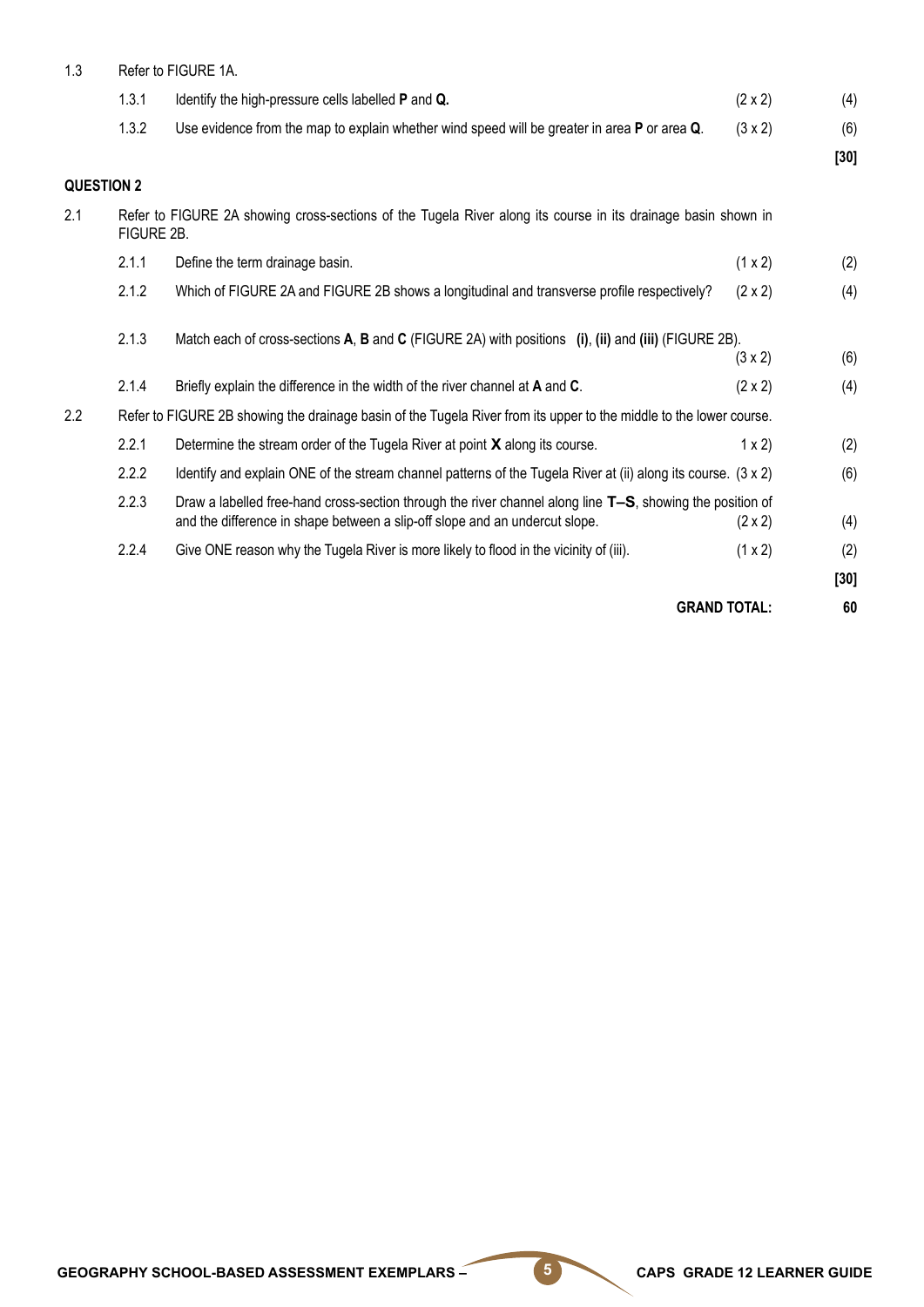1.3 Refer to FIGURE 1A.

| | | | |
|---|---|---|---|
| 1.3.1 | Identify the high-pressure cells labelled **P** and **Q.** | (2 x 2) | (4) |
| 1.3.2 | Use evidence from the map to explain whether wind speed will be greater in area **P** or area **Q**. | (3 x 2) | (6) |
| | | | **[30]** |

## QUESTION 2

2.1 Refer to FIGURE 2A showing cross-sections of the Tugela River along its course in its drainage basin shown in FIGURE 2B.

| | | | |
|---|---|---|---|
| 2.1.1 | Define the term drainage basin. | (1 x 2) | (2) |
| 2.1.2 | Which of FIGURE 2A and FIGURE 2B shows a longitudinal and transverse profile respectively? | (2 x 2) | (4) |
| 2.1.3 | Match each of cross-sections **A**, **B** and **C** (FIGURE 2A) with positions **(i)**, **(ii)** and **(iii)** (FIGURE 2B). | (3 x 2) | (6) |
| 2.1.4 | Briefly explain the difference in the width of the river channel at **A** and **C**. | (2 x 2) | (4) |

2.2 Refer to FIGURE 2B showing the drainage basin of the Tugela River from its upper to the middle to the lower course.

| | | | |
|---|---|---|---|
| 2.2.1 | Determine the stream order of the Tugela River at point **X** along its course. | 1 x 2) | (2) |
| 2.2.2 | Identify and explain ONE of the stream channel patterns of the Tugela River at (ii) along its course. | (3 x 2) | (6) |
| 2.2.3 | Draw a labelled free-hand cross-section through the river channel along line **T–S**, showing the position of and the difference in shape between a slip-off slope and an undercut slope. | (2 x 2) | (4) |
| 2.2.4 | Give ONE reason why the Tugela River is more likely to flood in the vicinity of (iii). | (1 x 2) | (2) |
| | | | **[30]** |
| | | **GRAND TOTAL:** | **60** |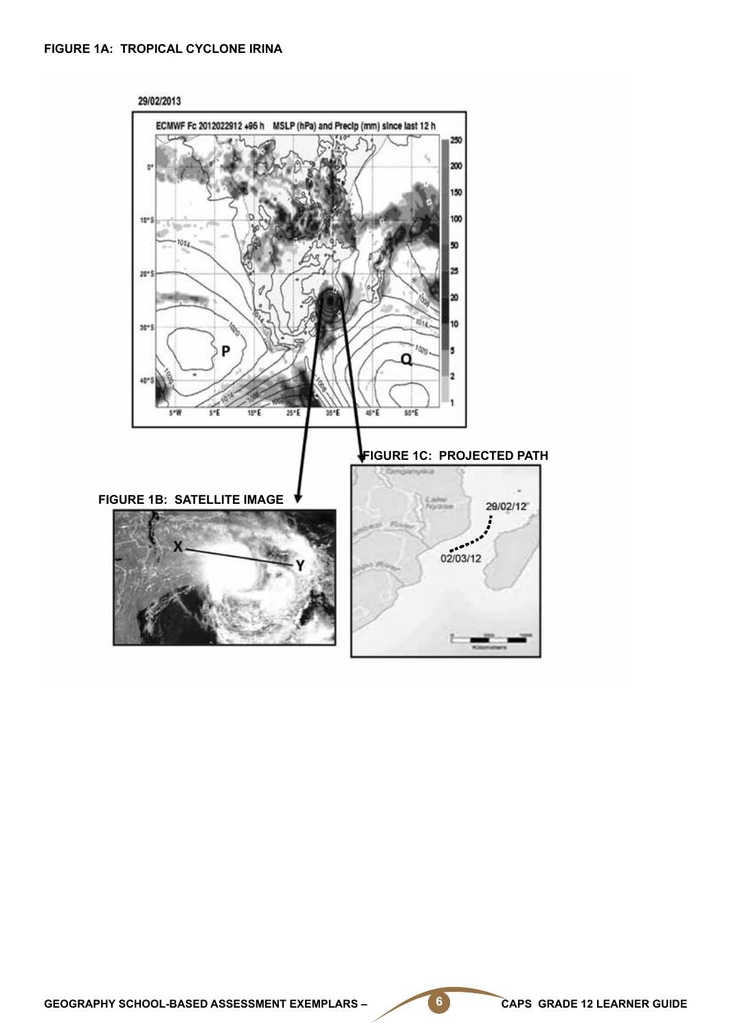**FIGURE 1A: TROPICAL CYCLONE IRINA**

29/02/2013

ECMWF Fc 2012022912 +96 h MSLP (hPa) and Precip (mm) since last 12 h

P

Q

**FIGURE 1C: PROJECTED PATH**

29/02/12

02/03/12

**FIGURE 1B: SATELLITE IMAGE**

X

Y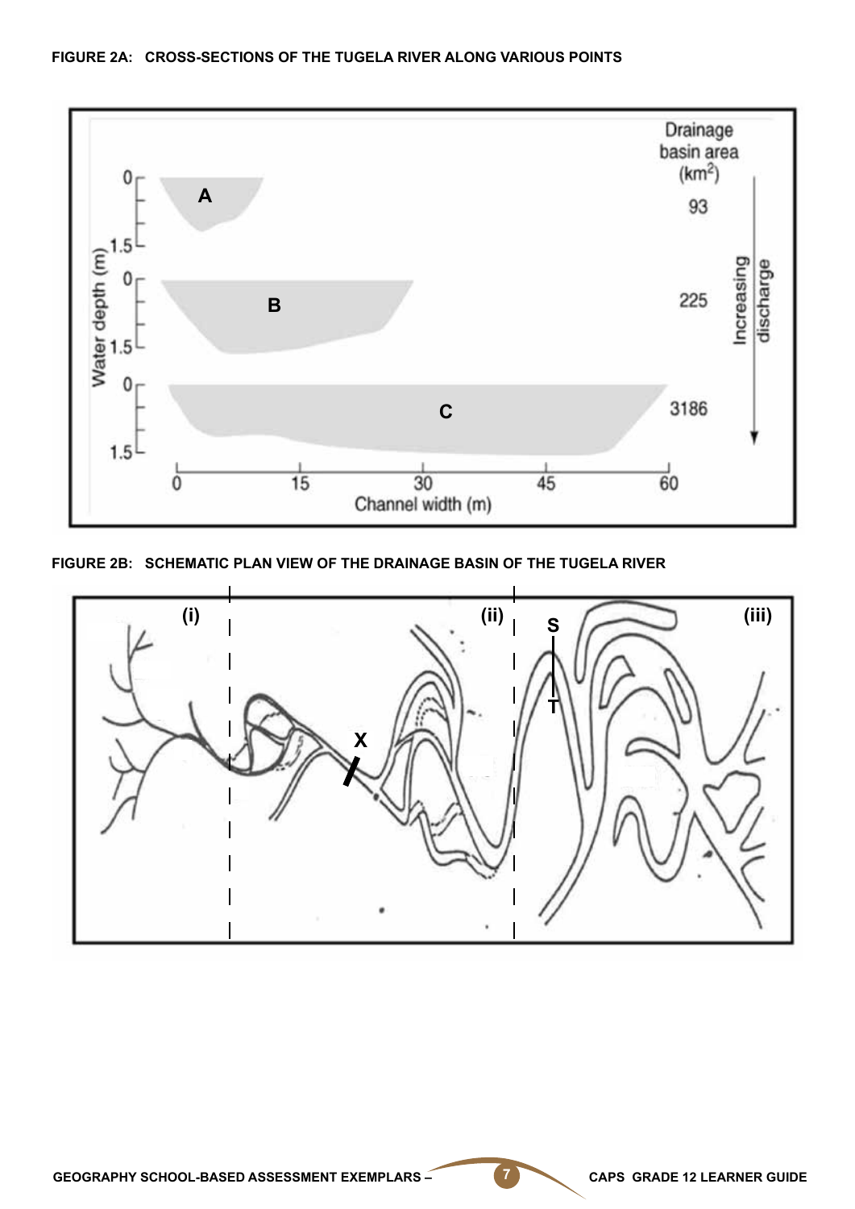**FIGURE 2A: CROSS-SECTIONS OF THE TUGELA RIVER ALONG VARIOUS POINTS**

**FIGURE 2B: SCHEMATIC PLAN VIEW OF THE DRAINAGE BASIN OF THE TUGELA RIVER**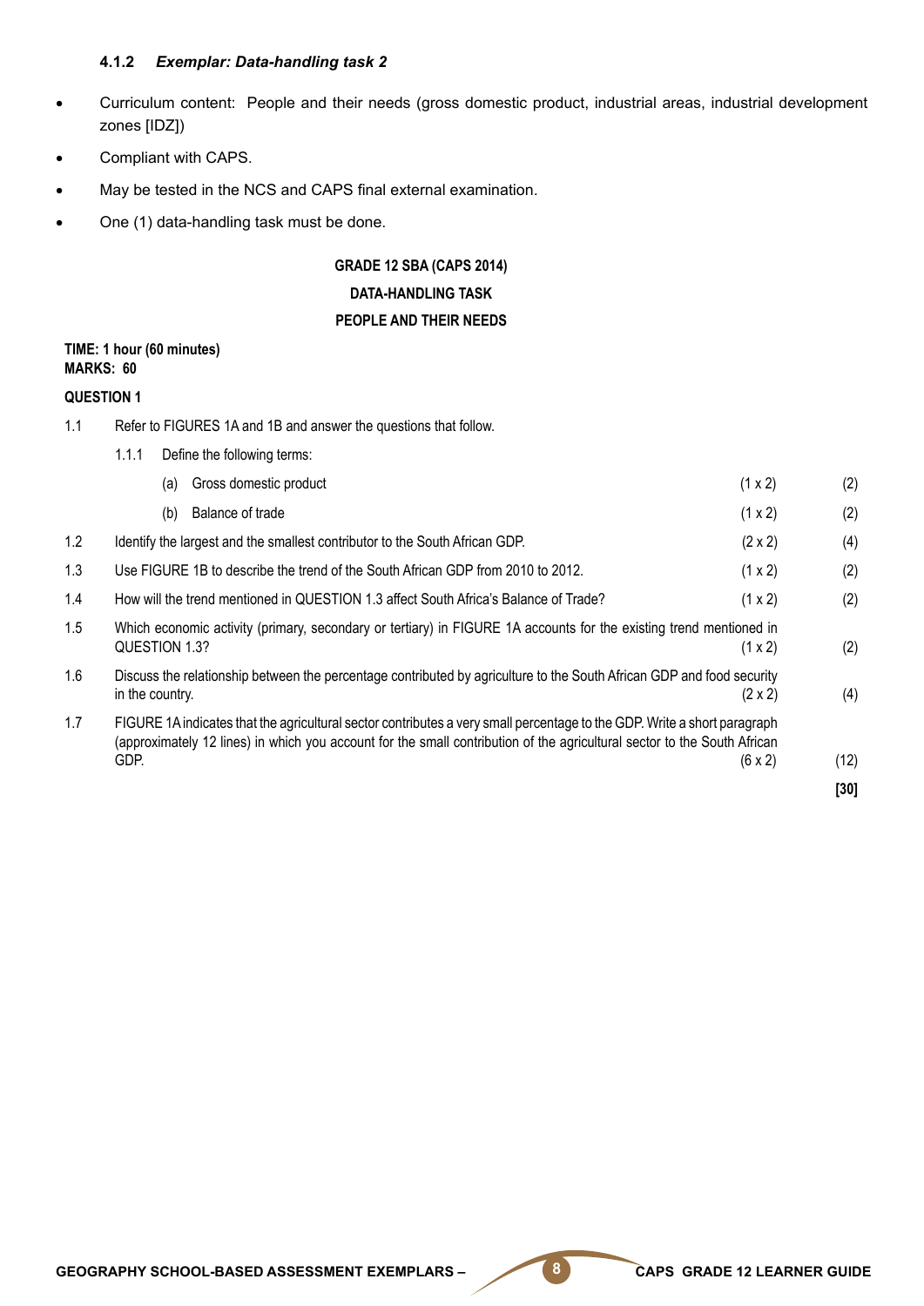### 4.1.2 *Exemplar: Data-handling task 2*

- Curriculum content: People and their needs (gross domestic product, industrial areas, industrial development zones [IDZ])
- Compliant with CAPS.
- May be tested in the NCS and CAPS final external examination.
- One (1) data-handling task must be done.

**GRADE 12 SBA (CAPS 2014)**

**DATA-HANDLING TASK**

**PEOPLE AND THEIR NEEDS**

**TIME: 1 hour (60 minutes)**
**MARKS: 60**

**QUESTION 1**

1.1 Refer to FIGURES 1A and 1B and answer the questions that follow.

1.1.1 Define the following terms:

(a) Gross domestic product (1 x 2) (2)

(b) Balance of trade (1 x 2) (2)

1.2 Identify the largest and the smallest contributor to the South African GDP. (2 x 2) (4)

1.3 Use FIGURE 1B to describe the trend of the South African GDP from 2010 to 2012. (1 x 2) (2)

1.4 How will the trend mentioned in QUESTION 1.3 affect South Africa's Balance of Trade? (1 x 2) (2)

1.5 Which economic activity (primary, secondary or tertiary) in FIGURE 1A accounts for the existing trend mentioned in QUESTION 1.3? (1 x 2) (2)

1.6 Discuss the relationship between the percentage contributed by agriculture to the South African GDP and food security in the country. (2 x 2) (4)

1.7 FIGURE 1A indicates that the agricultural sector contributes a very small percentage to the GDP. Write a short paragraph (approximately 12 lines) in which you account for the small contribution of the agricultural sector to the South African GDP. (6 x 2) (12)

**[30]**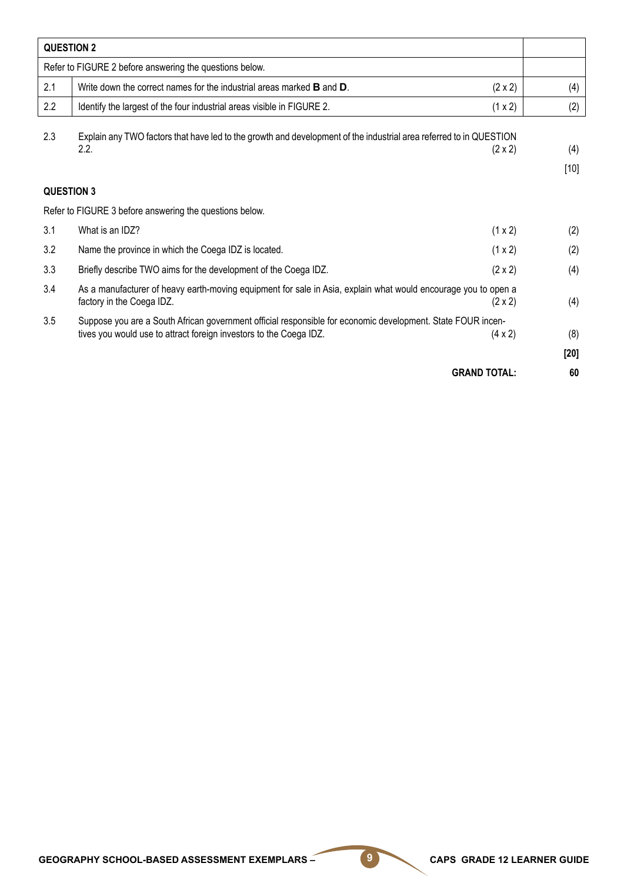| QUESTION 2 | | | |
|---|---|---|---|
| Refer to FIGURE 2 before answering the questions below. | | | |
| 2.1 | Write down the correct names for the industrial areas marked **B** and **D**. | (2 x 2) | (4) |
| 2.2 | Identify the largest of the four industrial areas visible in FIGURE 2. | (1 x 2) | (2) |

| | | | |
|---|---|---|---|
| 2.3 | Explain any TWO factors that have led to the growth and development of the industrial area referred to in QUESTION 2.2. | (2 x 2) | (4) |
| | | | [10] |

**QUESTION 3**

Refer to FIGURE 3 before answering the questions below.

| | | | |
|---|---|---|---|
| 3.1 | What is an IDZ? | (1 x 2) | (2) |
| 3.2 | Name the province in which the Coega IDZ is located. | (1 x 2) | (2) |
| 3.3 | Briefly describe TWO aims for the development of the Coega IDZ. | (2 x 2) | (4) |
| 3.4 | As a manufacturer of heavy earth-moving equipment for sale in Asia, explain what would encourage you to open a factory in the Coega IDZ. | (2 x 2) | (4) |
| 3.5 | Suppose you are a South African government official responsible for economic development. State FOUR incentives you would use to attract foreign investors to the Coega IDZ. | (4 x 2) | (8) |
| | | | **[20]** |
| | | **GRAND TOTAL:** | **60** |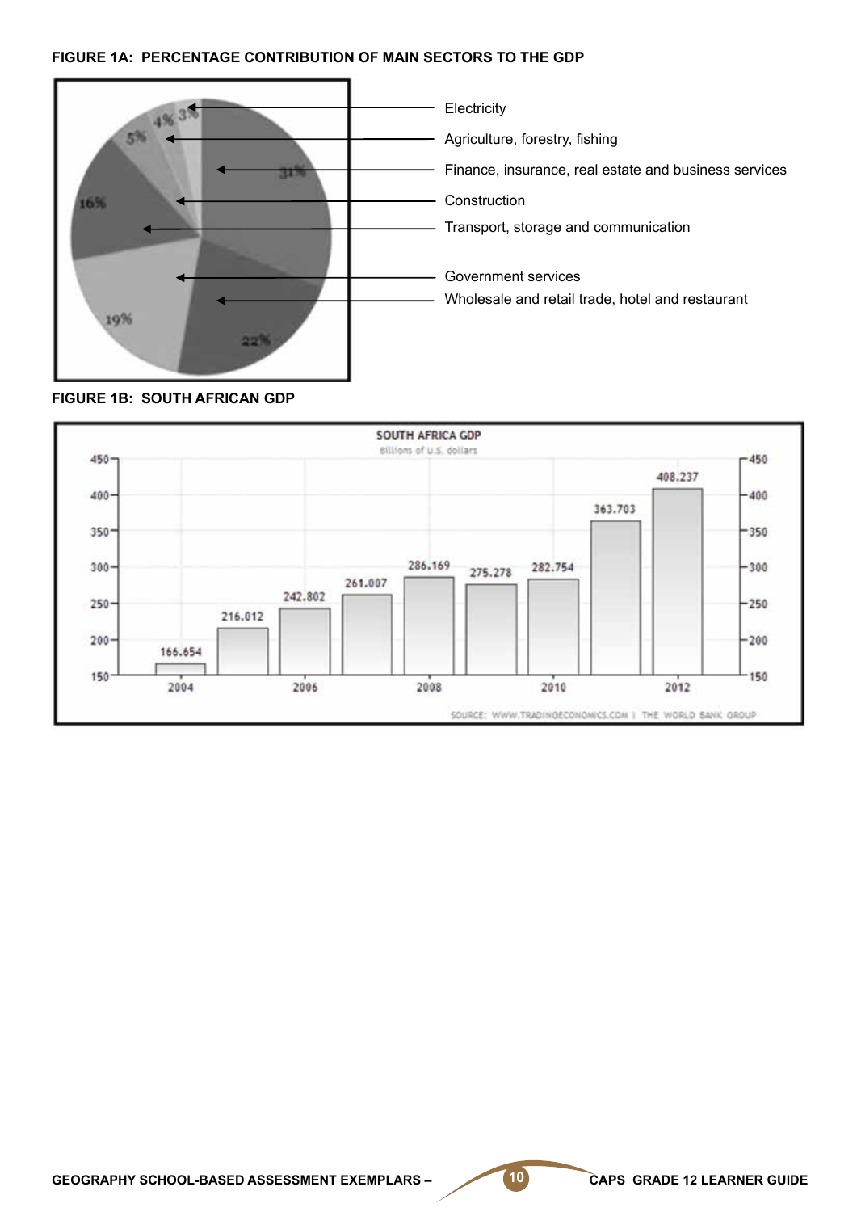**FIGURE 1A: PERCENTAGE CONTRIBUTION OF MAIN SECTORS TO THE GDP**

| Sector | Percentage |
|---|---|
| Electricity | 3% |
| Agriculture, forestry, fishing | 4% |
| Finance, insurance, real estate and business services | 31% |
| Construction | 5% |
| Transport, storage and communication | 16% |
| Government services | 19% |
| Wholesale and retail trade, hotel and restaurant | 22% |

**FIGURE 1B: SOUTH AFRICAN GDP**

SOUTH AFRICA GDP
Billions of U.S. dollars

| Year | GDP |
|---|---|
| 2004 | 166.654 |
| 2005 | 216.012 |
| 2006 | 242.802 |
| 2007 | 261.007 |
| 2008 | 286.169 |
| 2009 | 275.278 |
| 2010 | 282.754 |
| 2011 | 363.703 |
| 2012 | 408.237 |

SOURCE: WWW.TRADINGECONOMICS.COM | THE WORLD BANK GROUP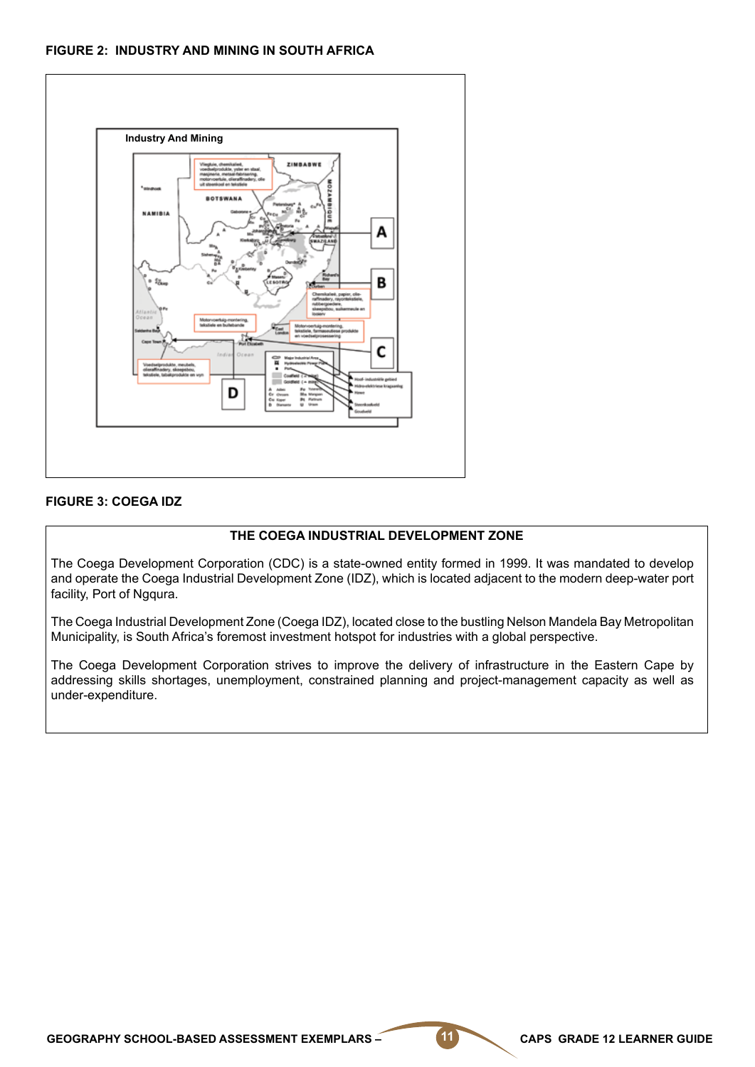**FIGURE 2: INDUSTRY AND MINING IN SOUTH AFRICA**

**FIGURE 3: COEGA IDZ**

**THE COEGA INDUSTRIAL DEVELOPMENT ZONE**

The Coega Development Corporation (CDC) is a state-owned entity formed in 1999. It was mandated to develop and operate the Coega Industrial Development Zone (IDZ), which is located adjacent to the modern deep-water port facility, Port of Ngqura.

The Coega Industrial Development Zone (Coega IDZ), located close to the bustling Nelson Mandela Bay Metropolitan Municipality, is South Africa's foremost investment hotspot for industries with a global perspective.

The Coega Development Corporation strives to improve the delivery of infrastructure in the Eastern Cape by addressing skills shortages, unemployment, constrained planning and project-management capacity as well as under-expenditure.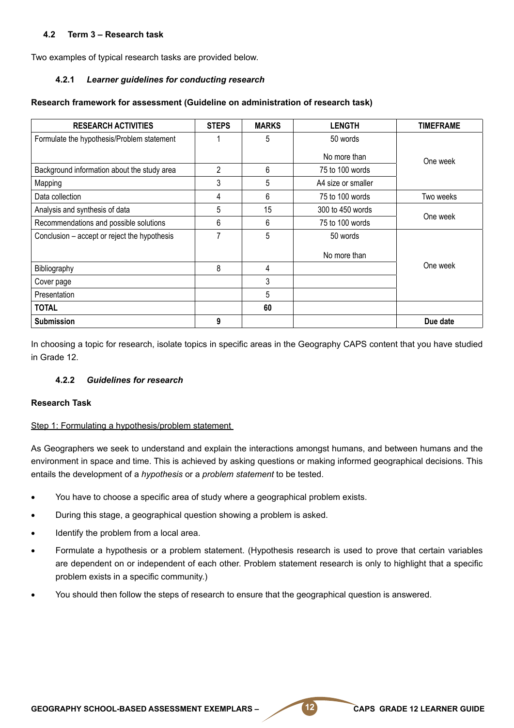### 4.2 Term 3 – Research task

Two examples of typical research tasks are provided below.

#### 4.2.1 *Learner guidelines for conducting research*

**Research framework for assessment (Guideline on administration of research task)**

| RESEARCH ACTIVITIES | STEPS | MARKS | LENGTH | TIMEFRAME |
|---|---|---|---|---|
| Formulate the hypothesis/Problem statement | 1 | 5 | 50 words<br>No more than | One week |
| Background information about the study area | 2 | 6 | 75 to 100 words | |
| Mapping | 3 | 5 | A4 size or smaller | |
| Data collection | 4 | 6 | 75 to 100 words | Two weeks |
| Analysis and synthesis of data | 5 | 15 | 300 to 450 words | One week |
| Recommendations and possible solutions | 6 | 6 | 75 to 100 words | |
| Conclusion – accept or reject the hypothesis | 7 | 5 | 50 words<br>No more than | One week |
| Bibliography | 8 | 4 | | |
| Cover page | | 3 | | |
| Presentation | | 5 | | |
| **TOTAL** | | **60** | | |
| **Submission** | **9** | | | **Due date** |

In choosing a topic for research, isolate topics in specific areas in the Geography CAPS content that you have studied in Grade 12.

#### 4.2.2 *Guidelines for research*

**Research Task**

Step 1: Formulating a hypothesis/problem statement

As Geographers we seek to understand and explain the interactions amongst humans, and between humans and the environment in space and time. This is achieved by asking questions or making informed geographical decisions. This entails the development of a *hypothesis* or a *problem statement* to be tested.

- You have to choose a specific area of study where a geographical problem exists.
- During this stage, a geographical question showing a problem is asked.
- Identify the problem from a local area.
- Formulate a hypothesis or a problem statement. (Hypothesis research is used to prove that certain variables are dependent on or independent of each other. Problem statement research is only to highlight that a specific problem exists in a specific community.)
- You should then follow the steps of research to ensure that the geographical question is answered.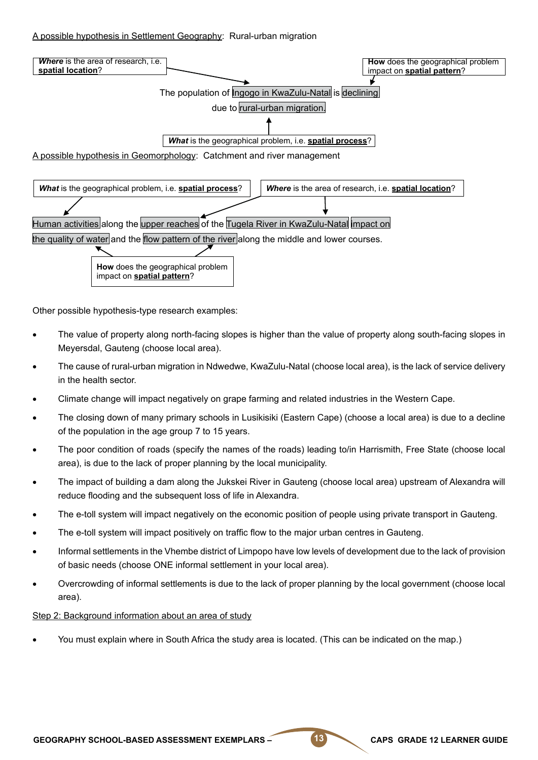A possible hypothesis in Settlement Geography: Rural-urban migration

**Where** is the area of research, i.e. **spatial location**?

**How** does the geographical problem impact on **spatial pattern**?

The population of Ingogo in KwaZulu-Natal is declining due to rural-urban migration.

**What** is the geographical problem, i.e. **spatial process**?

A possible hypothesis in Geomorphology: Catchment and river management

**What** is the geographical problem, i.e. **spatial process**?

**Where** is the area of research, i.e. **spatial location**?

Human activities along the upper reaches of the Tugela River in KwaZulu-Natal impact on the quality of water and the flow pattern of the river along the middle and lower courses.

**How** does the geographical problem impact on **spatial pattern**?

Other possible hypothesis-type research examples:

- The value of property along north-facing slopes is higher than the value of property along south-facing slopes in Meyersdal, Gauteng (choose local area).
- The cause of rural-urban migration in Ndwedwe, KwaZulu-Natal (choose local area), is the lack of service delivery in the health sector.
- Climate change will impact negatively on grape farming and related industries in the Western Cape.
- The closing down of many primary schools in Lusikisiki (Eastern Cape) (choose a local area) is due to a decline of the population in the age group 7 to 15 years.
- The poor condition of roads (specify the names of the roads) leading to/in Harrismith, Free State (choose local area), is due to the lack of proper planning by the local municipality.
- The impact of building a dam along the Jukskei River in Gauteng (choose local area) upstream of Alexandra will reduce flooding and the subsequent loss of life in Alexandra.
- The e-toll system will impact negatively on the economic position of people using private transport in Gauteng.
- The e-toll system will impact positively on traffic flow to the major urban centres in Gauteng.
- Informal settlements in the Vhembe district of Limpopo have low levels of development due to the lack of provision of basic needs (choose ONE informal settlement in your local area).
- Overcrowding of informal settlements is due to the lack of proper planning by the local government (choose local area).

Step 2: Background information about an area of study

- You must explain where in South Africa the study area is located. (This can be indicated on the map.)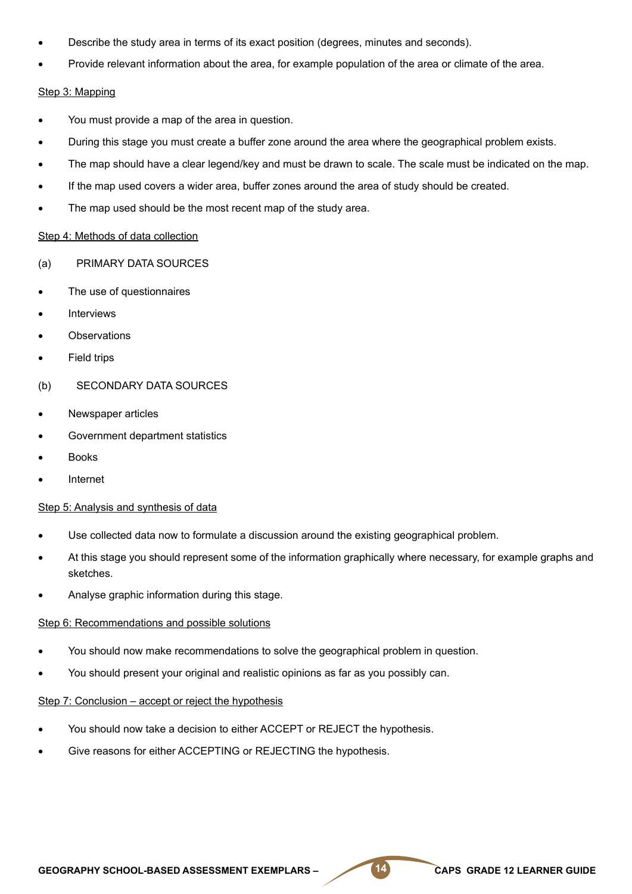- Describe the study area in terms of its exact position (degrees, minutes and seconds).
- Provide relevant information about the area, for example population of the area or climate of the area.

Step 3: Mapping

- You must provide a map of the area in question.
- During this stage you must create a buffer zone around the area where the geographical problem exists.
- The map should have a clear legend/key and must be drawn to scale. The scale must be indicated on the map.
- If the map used covers a wider area, buffer zones around the area of study should be created.
- The map used should be the most recent map of the study area.

Step 4: Methods of data collection

(a) PRIMARY DATA SOURCES

- The use of questionnaires
- Interviews
- Observations
- Field trips

(b) SECONDARY DATA SOURCES

- Newspaper articles
- Government department statistics
- Books
- Internet

Step 5: Analysis and synthesis of data

- Use collected data now to formulate a discussion around the existing geographical problem.
- At this stage you should represent some of the information graphically where necessary, for example graphs and sketches.
- Analyse graphic information during this stage.

Step 6: Recommendations and possible solutions

- You should now make recommendations to solve the geographical problem in question.
- You should present your original and realistic opinions as far as you possibly can.

Step 7: Conclusion – accept or reject the hypothesis

- You should now take a decision to either ACCEPT or REJECT the hypothesis.
- Give reasons for either ACCEPTING or REJECTING the hypothesis.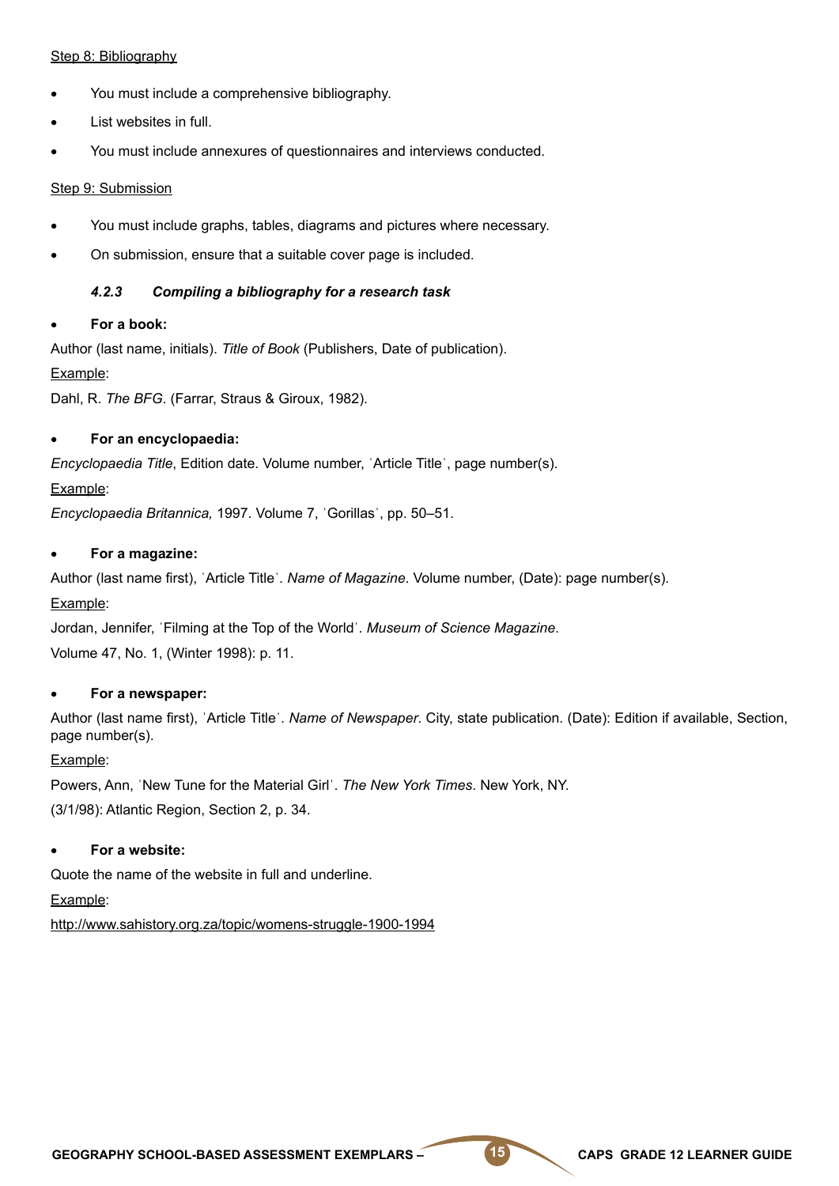Step 8: Bibliography

- You must include a comprehensive bibliography.
- List websites in full.
- You must include annexures of questionnaires and interviews conducted.

Step 9: Submission

- You must include graphs, tables, diagrams and pictures where necessary.
- On submission, ensure that a suitable cover page is included.

#### *4.2.3 Compiling a bibliography for a research task*

- **For a book:**

Author (last name, initials). *Title of Book* (Publishers, Date of publication).

Example:

Dahl, R. *The BFG*. (Farrar, Straus & Giroux, 1982).

- **For an encyclopaedia:**

*Encyclopaedia Title*, Edition date. Volume number, ˈArticle Titleˈ, page number(s).

Example:

*Encyclopaedia Britannica,* 1997. Volume 7, ˈGorillasˈ, pp. 50–51.

- **For a magazine:**

Author (last name first), ˈArticle Titleˈ. *Name of Magazine*. Volume number, (Date): page number(s).

Example:

Jordan, Jennifer, ˈFilming at the Top of the Worldˈ. *Museum of Science Magazine*.

Volume 47, No. 1, (Winter 1998): p. 11.

- **For a newspaper:**

Author (last name first), ˈArticle Titleˈ. *Name of Newspaper*. City, state publication. (Date): Edition if available, Section, page number(s).

Example:

Powers, Ann, ˈNew Tune for the Material Girlˈ. *The New York Times*. New York, NY.

(3/1/98): Atlantic Region, Section 2, p. 34.

- **For a website:**

Quote the name of the website in full and underline.

Example:

http://www.sahistory.org.za/topic/womens-struggle-1900-1994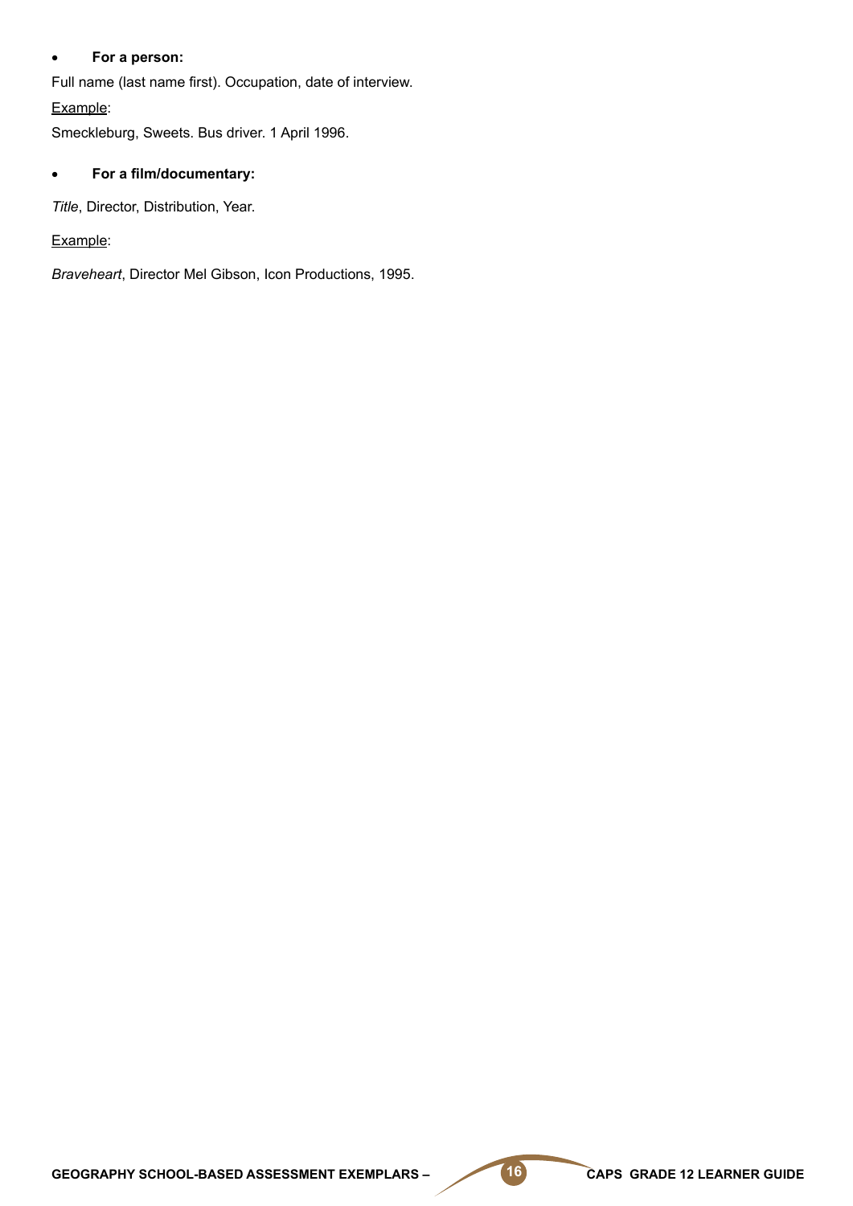- **For a person:**

Full name (last name first). Occupation, date of interview.

<u>Example</u>:

Smeckleburg, Sweets. Bus driver. 1 April 1996.

- **For a film/documentary:**

*Title*, Director, Distribution, Year.

<u>Example</u>:

*Braveheart*, Director Mel Gibson, Icon Productions, 1995.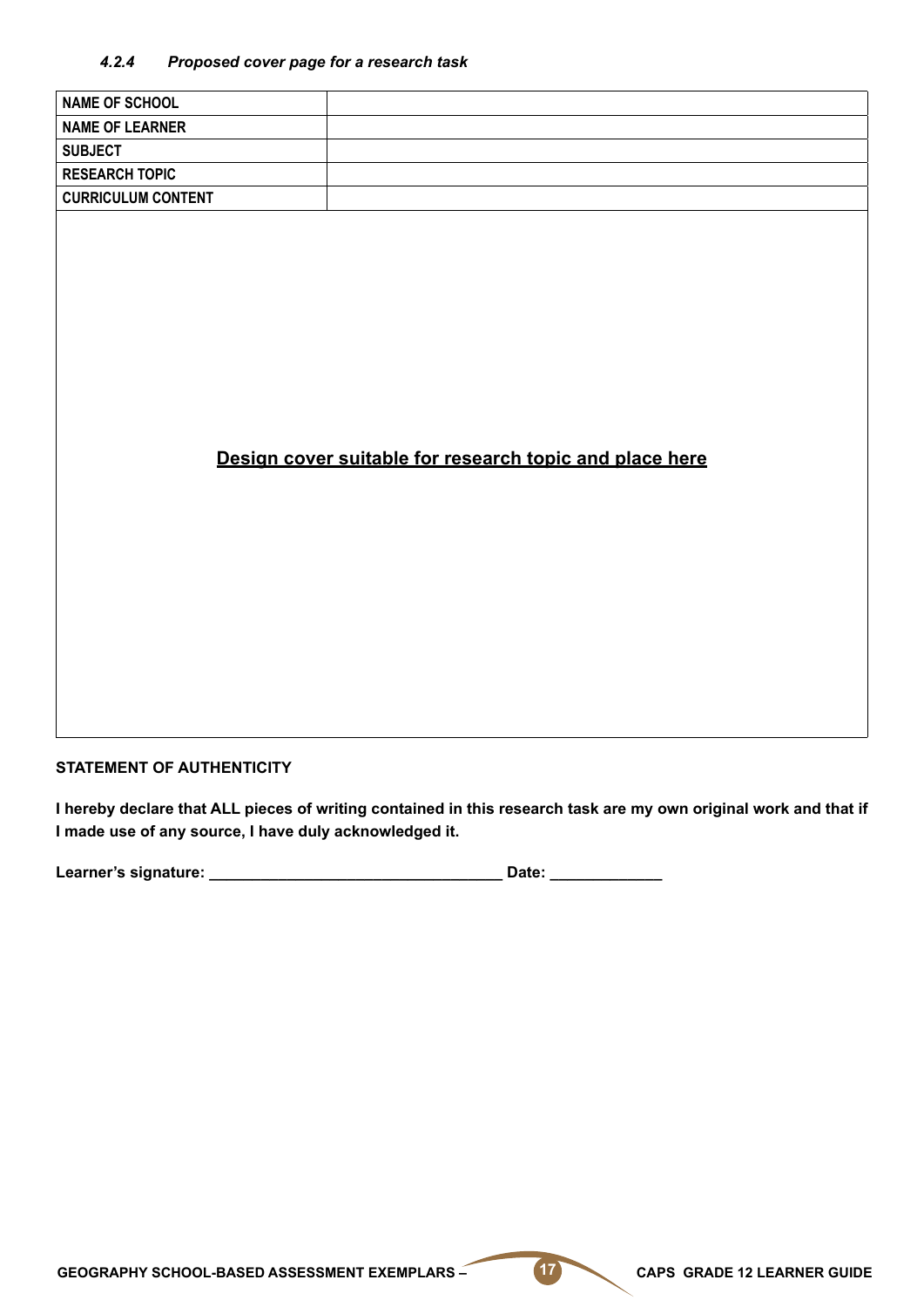#### *4.2.4 Proposed cover page for a research task*

| | |
|---|---|
| **NAME OF SCHOOL** | |
| **NAME OF LEARNER** | |
| **SUBJECT** | |
| **RESEARCH TOPIC** | |
| **CURRICULUM CONTENT** | |

**Design cover suitable for research topic and place here**

**STATEMENT OF AUTHENTICITY**

**I hereby declare that ALL pieces of writing contained in this research task are my own original work and that if I made use of any source, I have duly acknowledged it.**

**Learner's signature: \_\_\_\_\_\_\_\_\_\_\_\_\_\_\_\_\_\_\_\_\_\_\_\_\_\_\_\_\_\_\_\_\_\_ Date: \_\_\_\_\_\_\_\_\_\_\_\_\_**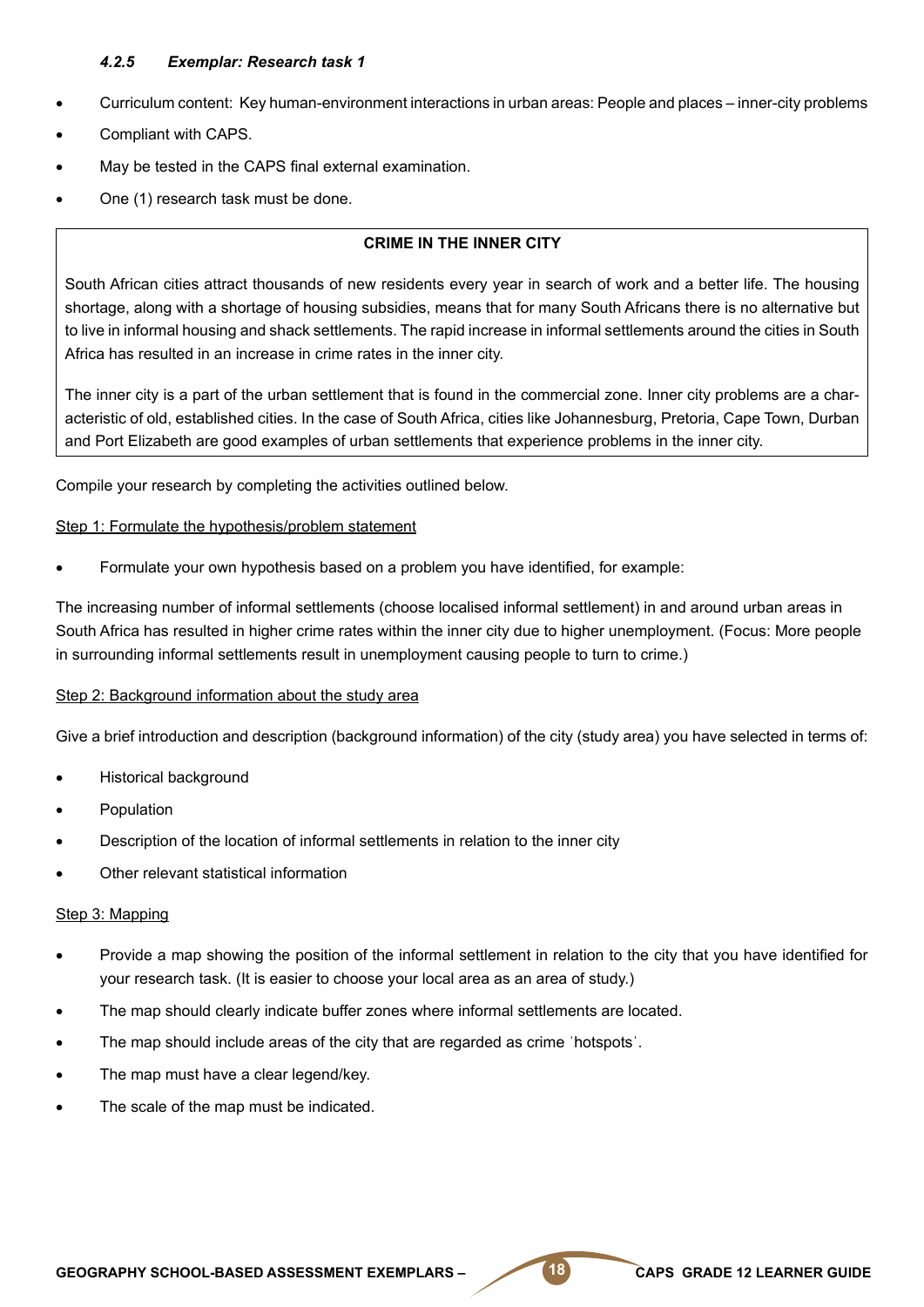#### *4.2.5 Exemplar: Research task 1*

- Curriculum content: Key human-environment interactions in urban areas: People and places – inner-city problems
- Compliant with CAPS.
- May be tested in the CAPS final external examination.
- One (1) research task must be done.

**CRIME IN THE INNER CITY**

South African cities attract thousands of new residents every year in search of work and a better life. The housing shortage, along with a shortage of housing subsidies, means that for many South Africans there is no alternative but to live in informal housing and shack settlements. The rapid increase in informal settlements around the cities in South Africa has resulted in an increase in crime rates in the inner city.

The inner city is a part of the urban settlement that is found in the commercial zone. Inner city problems are a characteristic of old, established cities. In the case of South Africa, cities like Johannesburg, Pretoria, Cape Town, Durban and Port Elizabeth are good examples of urban settlements that experience problems in the inner city.

Compile your research by completing the activities outlined below.

Step 1: Formulate the hypothesis/problem statement

- Formulate your own hypothesis based on a problem you have identified, for example:

The increasing number of informal settlements (choose localised informal settlement) in and around urban areas in South Africa has resulted in higher crime rates within the inner city due to higher unemployment. (Focus: More people in surrounding informal settlements result in unemployment causing people to turn to crime.)

Step 2: Background information about the study area

Give a brief introduction and description (background information) of the city (study area) you have selected in terms of:

- Historical background
- Population
- Description of the location of informal settlements in relation to the inner city
- Other relevant statistical information

Step 3: Mapping

- Provide a map showing the position of the informal settlement in relation to the city that you have identified for your research task. (It is easier to choose your local area as an area of study.)
- The map should clearly indicate buffer zones where informal settlements are located.
- The map should include areas of the city that are regarded as crime 'hotspots'.
- The map must have a clear legend/key.
- The scale of the map must be indicated.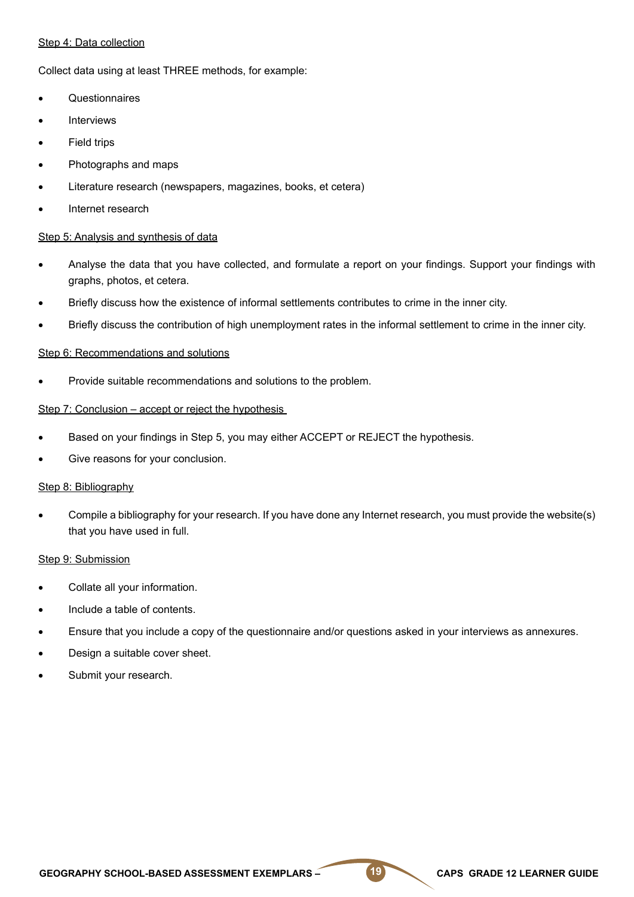Step 4: Data collection

Collect data using at least THREE methods, for example:

- Questionnaires
- Interviews
- Field trips
- Photographs and maps
- Literature research (newspapers, magazines, books, et cetera)
- Internet research

Step 5: Analysis and synthesis of data

- Analyse the data that you have collected, and formulate a report on your findings. Support your findings with graphs, photos, et cetera.
- Briefly discuss how the existence of informal settlements contributes to crime in the inner city.
- Briefly discuss the contribution of high unemployment rates in the informal settlement to crime in the inner city.

Step 6: Recommendations and solutions

- Provide suitable recommendations and solutions to the problem.

Step 7: Conclusion – accept or reject the hypothesis

- Based on your findings in Step 5, you may either ACCEPT or REJECT the hypothesis.
- Give reasons for your conclusion.

Step 8: Bibliography

- Compile a bibliography for your research. If you have done any Internet research, you must provide the website(s) that you have used in full.

Step 9: Submission

- Collate all your information.
- Include a table of contents.
- Ensure that you include a copy of the questionnaire and/or questions asked in your interviews as annexures.
- Design a suitable cover sheet.
- Submit your research.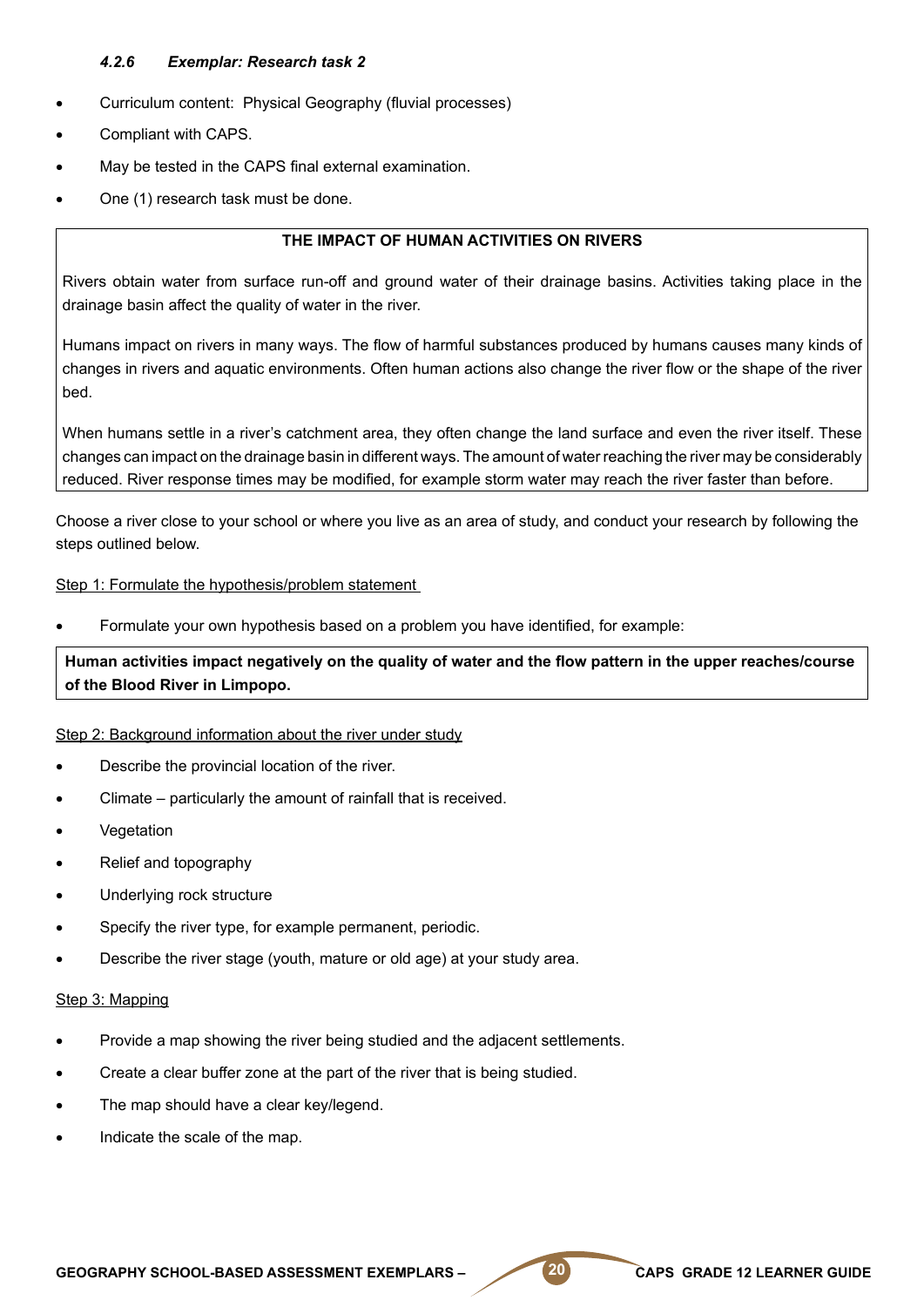#### *4.2.6 Exemplar: Research task 2*

- Curriculum content: Physical Geography (fluvial processes)
- Compliant with CAPS.
- May be tested in the CAPS final external examination.
- One (1) research task must be done.

**THE IMPACT OF HUMAN ACTIVITIES ON RIVERS**

Rivers obtain water from surface run-off and ground water of their drainage basins. Activities taking place in the drainage basin affect the quality of water in the river.

Humans impact on rivers in many ways. The flow of harmful substances produced by humans causes many kinds of changes in rivers and aquatic environments. Often human actions also change the river flow or the shape of the river bed.

When humans settle in a river's catchment area, they often change the land surface and even the river itself. These changes can impact on the drainage basin in different ways. The amount of water reaching the river may be considerably reduced. River response times may be modified, for example storm water may reach the river faster than before.

Choose a river close to your school or where you live as an area of study, and conduct your research by following the steps outlined below.

<u>Step 1: Formulate the hypothesis/problem statement</u>

- Formulate your own hypothesis based on a problem you have identified, for example:

**Human activities impact negatively on the quality of water and the flow pattern in the upper reaches/course of the Blood River in Limpopo.**

<u>Step 2: Background information about the river under study</u>

- Describe the provincial location of the river.
- Climate – particularly the amount of rainfall that is received.
- Vegetation
- Relief and topography
- Underlying rock structure
- Specify the river type, for example permanent, periodic.
- Describe the river stage (youth, mature or old age) at your study area.

<u>Step 3: Mapping</u>

- Provide a map showing the river being studied and the adjacent settlements.
- Create a clear buffer zone at the part of the river that is being studied.
- The map should have a clear key/legend.
- Indicate the scale of the map.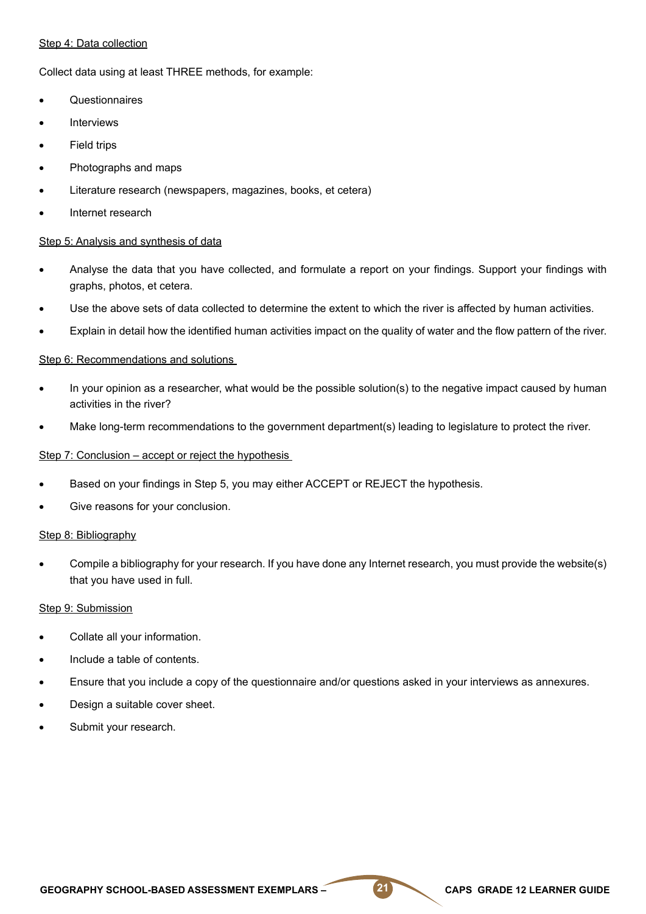Step 4: Data collection

Collect data using at least THREE methods, for example:

- Questionnaires
- Interviews
- Field trips
- Photographs and maps
- Literature research (newspapers, magazines, books, et cetera)
- Internet research

Step 5: Analysis and synthesis of data

- Analyse the data that you have collected, and formulate a report on your findings. Support your findings with graphs, photos, et cetera.
- Use the above sets of data collected to determine the extent to which the river is affected by human activities.
- Explain in detail how the identified human activities impact on the quality of water and the flow pattern of the river.

Step 6: Recommendations and solutions

- In your opinion as a researcher, what would be the possible solution(s) to the negative impact caused by human activities in the river?
- Make long-term recommendations to the government department(s) leading to legislature to protect the river.

Step 7: Conclusion – accept or reject the hypothesis

- Based on your findings in Step 5, you may either ACCEPT or REJECT the hypothesis.
- Give reasons for your conclusion.

Step 8: Bibliography

- Compile a bibliography for your research. If you have done any Internet research, you must provide the website(s) that you have used in full.

Step 9: Submission

- Collate all your information.
- Include a table of contents.
- Ensure that you include a copy of the questionnaire and/or questions asked in your interviews as annexures.
- Design a suitable cover sheet.
- Submit your research.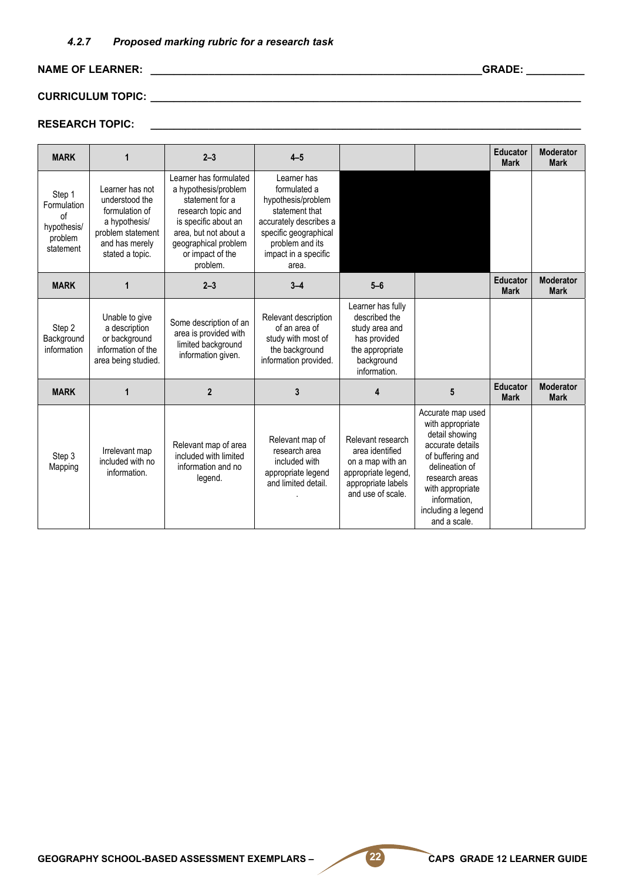#### *4.2.7 Proposed marking rubric for a research task*

**NAME OF LEARNER:** ______________________________________________________ **GRADE:** __________

**CURRICULUM TOPIC:** ______________________________________________________________________

**RESEARCH TOPIC:** ________________________________________________________________________

| MARK | 1 | 2–3 | 4–5 | | | Educator Mark | Moderator Mark |
|---|---|---|---|---|---|---|---|
| Step 1 Formulation of hypothesis/ problem statement | Learner has not understood the formulation of a hypothesis/ problem statement and has merely stated a topic. | Learner has formulated a hypothesis/problem statement for a research topic and is specific about an area, but not about a geographical problem or impact of the problem. | Learner has formulated a hypothesis/problem statement that accurately describes a specific geographical problem and its impact in a specific area. | | | | |
| **MARK** | **1** | **2–3** | **3–4** | **5–6** | | **Educator Mark** | **Moderator Mark** |
| Step 2 Background information | Unable to give a description or background information of the area being studied. | Some description of an area is provided with limited background information given. | Relevant description of an area of study with most of the background information provided. | Learner has fully described the study area and has provided the appropriate background information. | | | |
| **MARK** | **1** | **2** | **3** | **4** | **5** | **Educator Mark** | **Moderator Mark** |
| Step 3 Mapping | Irrelevant map included with no information. | Relevant map of area included with limited information and no legend. | Relevant map of research area included with appropriate legend and limited detail. | Relevant research area identified on a map with an appropriate legend, appropriate labels and use of scale. | Accurate map used with appropriate detail showing accurate details of buffering and delineation of research areas with appropriate information, including a legend and a scale. | | |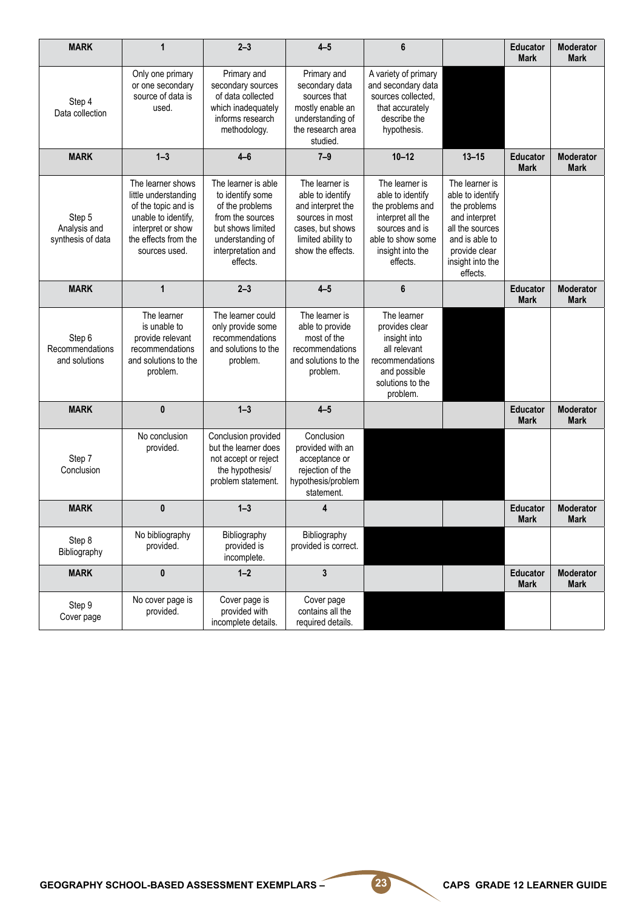| MARK | 1 | 2–3 | 4–5 | 6 | | Educator Mark | Moderator Mark |
|---|---|---|---|---|---|---|---|
| Step 4 Data collection | Only one primary or one secondary source of data is used. | Primary and secondary sources of data collected which inadequately informs research methodology. | Primary and secondary data sources that mostly enable an understanding of the research area studied. | A variety of primary and secondary data sources collected, that accurately describe the hypothesis. | | | |
| **MARK** | **1–3** | **4–6** | **7–9** | **10–12** | **13–15** | **Educator Mark** | **Moderator Mark** |
| Step 5 Analysis and synthesis of data | The learner shows little understanding of the topic and is unable to identify, interpret or show the effects from the sources used. | The learner is able to identify some of the problems from the sources but shows limited understanding of interpretation and effects. | The learner is able to identify and interpret the sources in most cases, but shows limited ability to show the effects. | The learner is able to identify the problems and interpret all the sources and is able to show some insight into the effects. | The learner is able to identify the problems and interpret all the sources and is able to provide clear insight into the effects. | | |
| **MARK** | **1** | **2–3** | **4–5** | **6** | | **Educator Mark** | **Moderator Mark** |
| Step 6 Recommendations and solutions | The learner is unable to provide relevant recommendations and solutions to the problem. | The learner could only provide some recommendations and solutions to the problem. | The learner is able to provide most of the recommendations and solutions to the problem. | The learner provides clear insight into all relevant recommendations and possible solutions to the problem. | | | |
| **MARK** | **0** | **1–3** | **4–5** | | | **Educator Mark** | **Moderator Mark** |
| Step 7 Conclusion | No conclusion provided. | Conclusion provided but the learner does not accept or reject the hypothesis/ problem statement. | Conclusion provided with an acceptance or rejection of the hypothesis/problem statement. | | | | |
| **MARK** | **0** | **1–3** | **4** | | | **Educator Mark** | **Moderator Mark** |
| Step 8 Bibliography | No bibliography provided. | Bibliography provided is incomplete. | Bibliography provided is correct. | | | | |
| **MARK** | **0** | **1–2** | **3** | | | **Educator Mark** | **Moderator Mark** |
| Step 9 Cover page | No cover page is provided. | Cover page is provided with incomplete details. | Cover page contains all the required details. | | | | |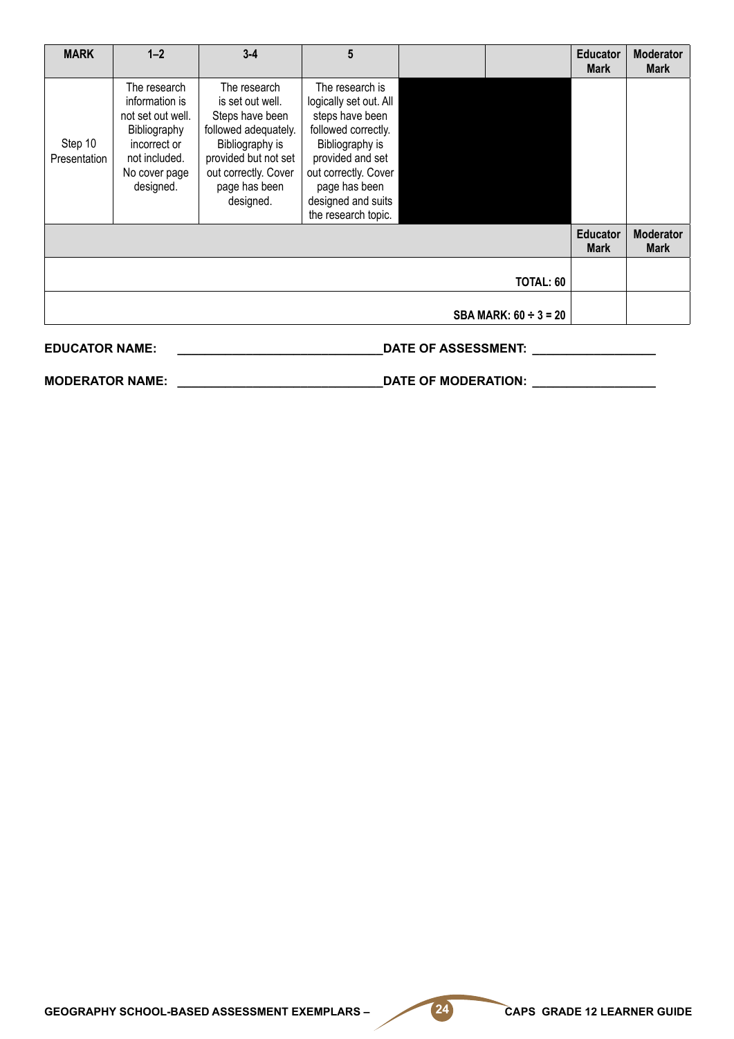| MARK | 1–2 | 3-4 | 5 | | | Educator Mark | Moderator Mark |
|---|---|---|---|---|---|---|---|
| Step 10 Presentation | The research information is not set out well. Bibliography incorrect or not included. No cover page designed. | The research is set out well. Steps have been followed adequately. Bibliography is provided but not set out correctly. Cover page has been designed. | The research is logically set out. All steps have been followed correctly. Bibliography is provided and set out correctly. Cover page has been designed and suits the research topic. | | | | |
| | | | | | | Educator Mark | Moderator Mark |
| | | | | | TOTAL: 60 | | |
| | | | | | SBA MARK: 60 ÷ 3 = 20 | | |

**EDUCATOR NAME:** ______________________________ **DATE OF ASSESSMENT:** __________________

**MODERATOR NAME:** ______________________________ **DATE OF MODERATION:** __________________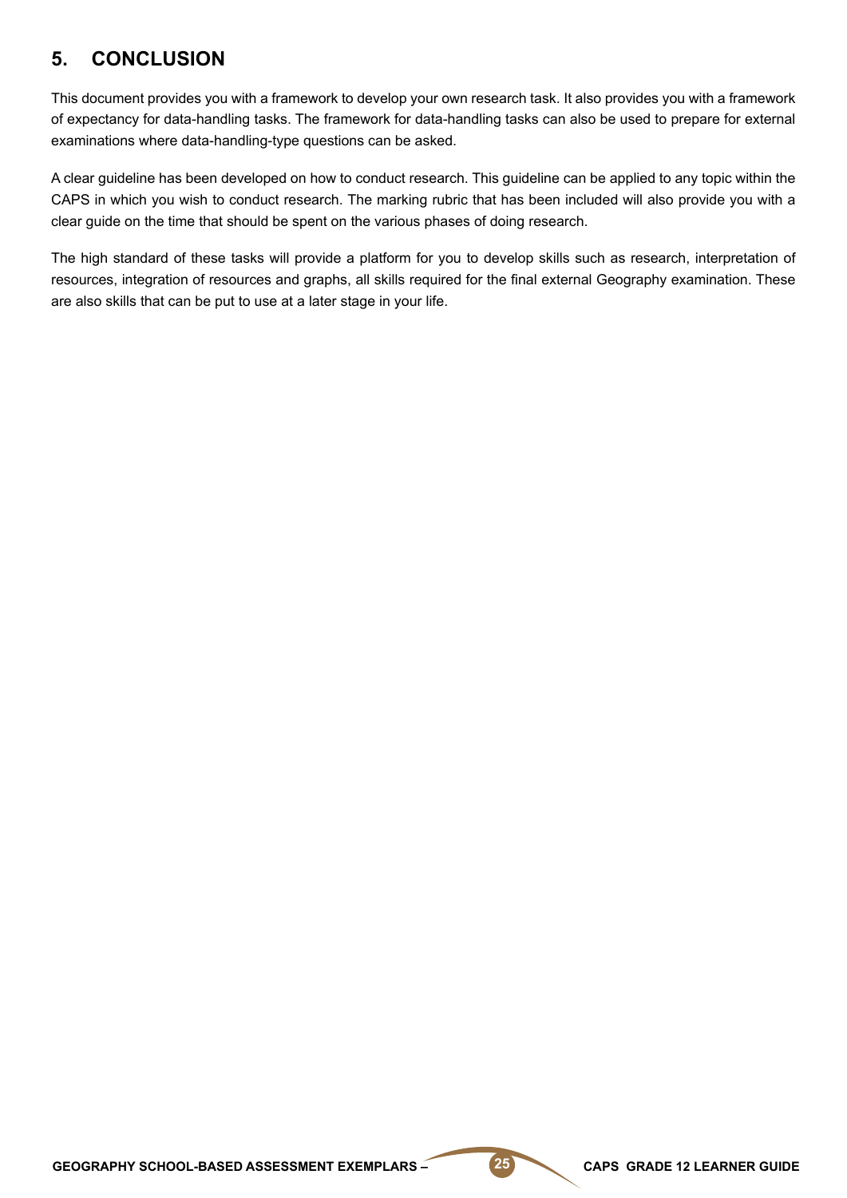## 5. CONCLUSION

This document provides you with a framework to develop your own research task. It also provides you with a framework of expectancy for data-handling tasks. The framework for data-handling tasks can also be used to prepare for external examinations where data-handling-type questions can be asked.

A clear guideline has been developed on how to conduct research. This guideline can be applied to any topic within the CAPS in which you wish to conduct research. The marking rubric that has been included will also provide you with a clear guide on the time that should be spent on the various phases of doing research.

The high standard of these tasks will provide a platform for you to develop skills such as research, interpretation of resources, integration of resources and graphs, all skills required for the final external Geography examination. These are also skills that can be put to use at a later stage in your life.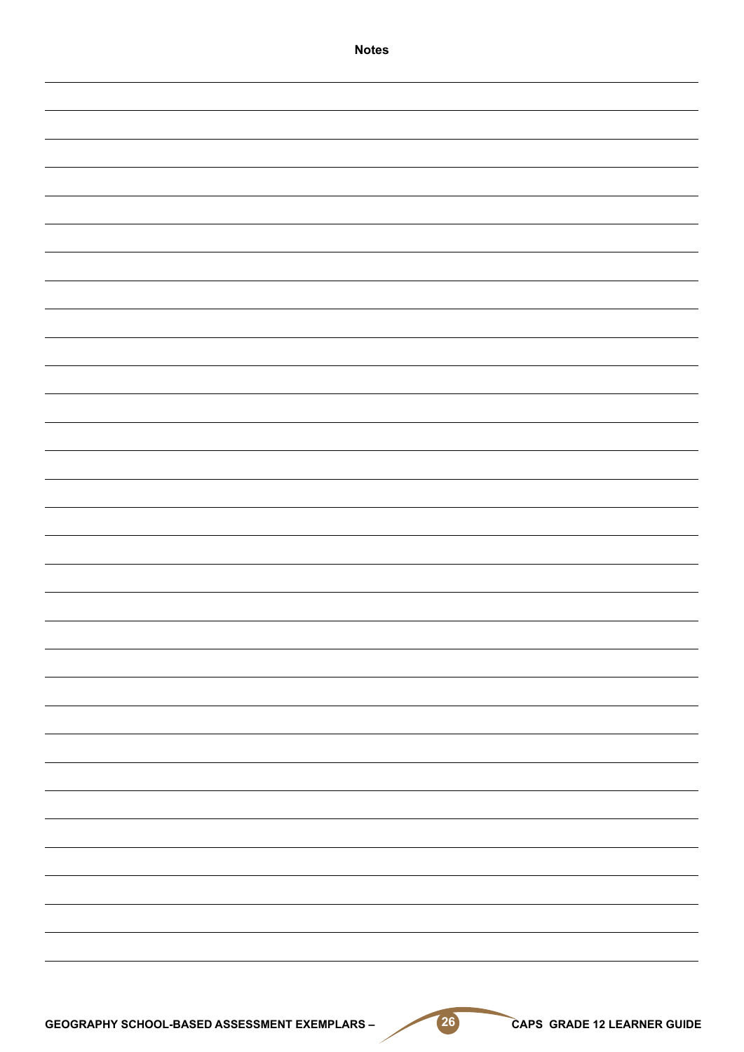**Notes**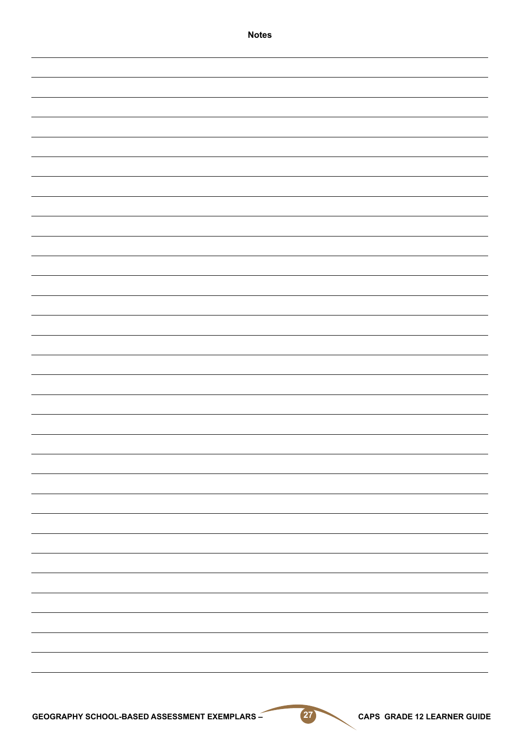**Notes**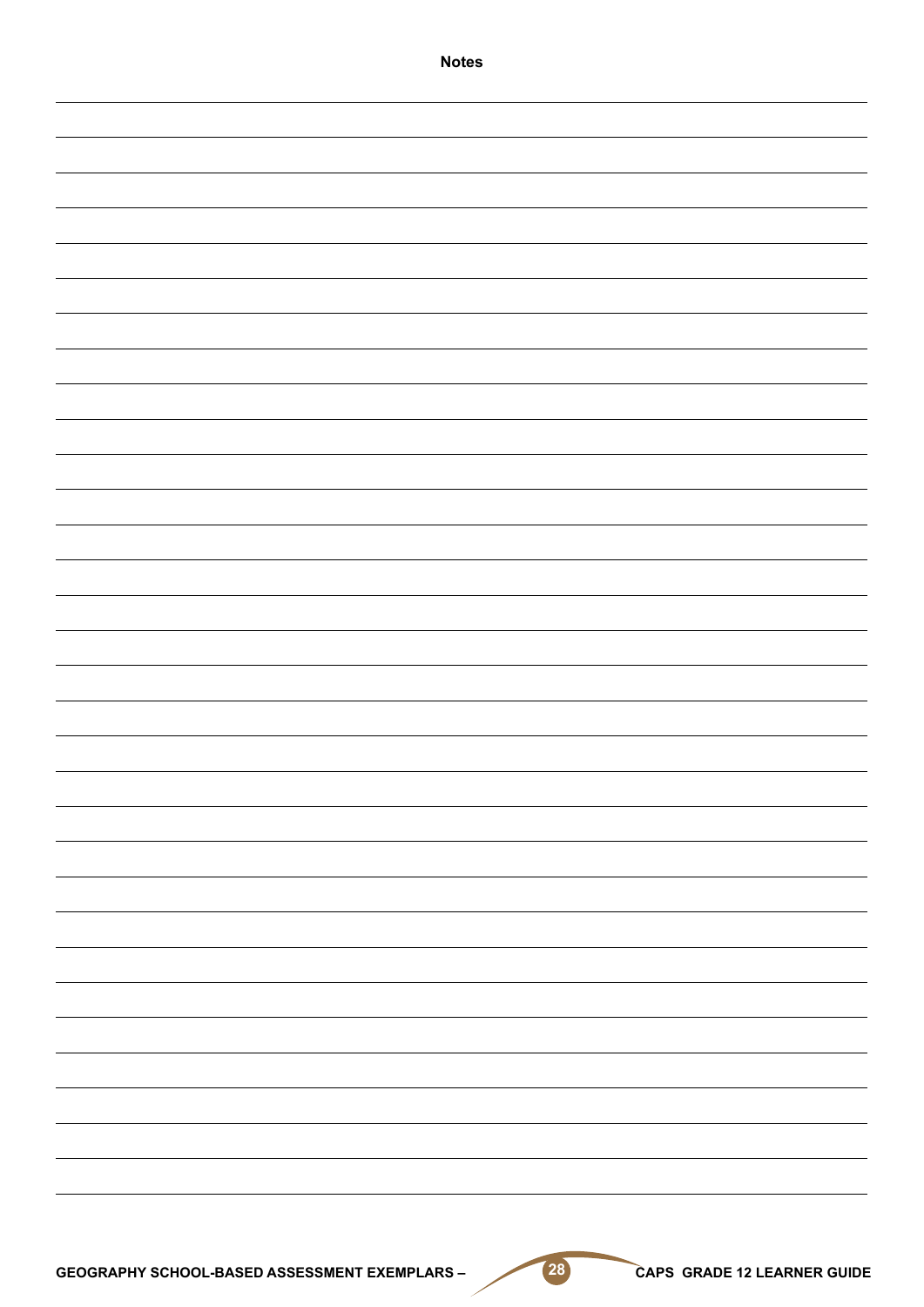**Notes**